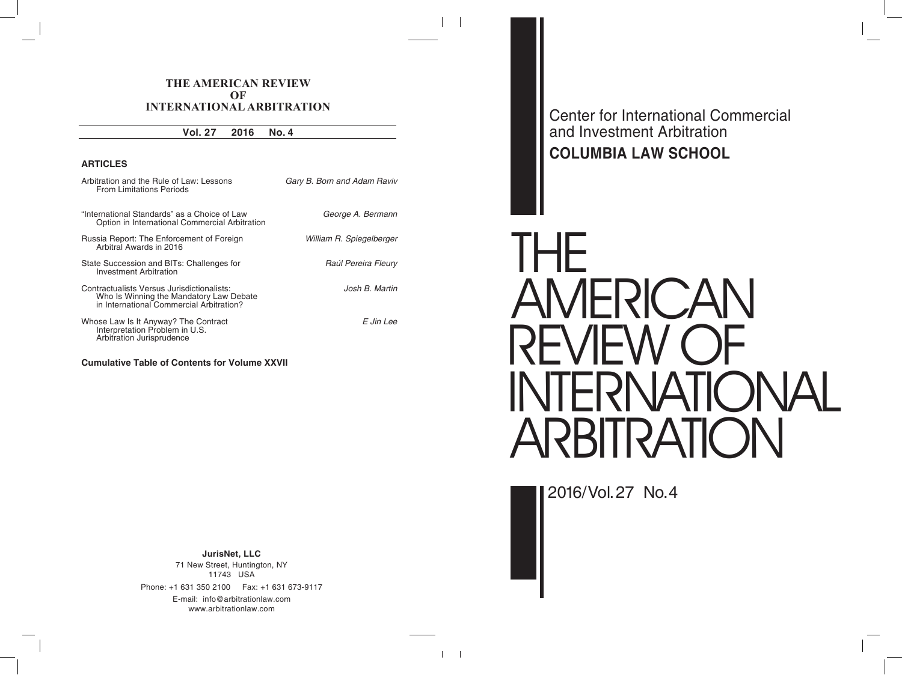# THE AMERICAN REVIEW OF INTERNATIONAL ARBITRATION

**Vol. 27 2016 No. 4**

## ARTICLES

| | |
|---|---|
| Arbitration and the Rule of Law: Lessons From Limitations Periods | *Gary B. Born and Adam Raviv* |
| "International Standards" as a Choice of Law Option in International Commercial Arbitration | *George A. Bermann* |
| Russia Report: The Enforcement of Foreign Arbitral Awards in 2016 | *William R. Spiegelberger* |
| State Succession and BITs: Challenges for Investment Arbitration | *Raúl Pereira Fleury* |
| Contractualists Versus Jurisdictionalists: Who Is Winning the Mandatory Law Debate in International Commercial Arbitration? | *Josh B. Martin* |
| Whose Law Is It Anyway? The Contract Interpretation Problem in U.S. Arbitration Jurisprudence | *E Jin Lee* |

**Cumulative Table of Contents for Volume XXVII**

**JurisNet, LLC**
71 New Street, Huntington, NY
11743 USA
Phone: +1 631 350 2100 Fax: +1 631 673-9117
E-mail: info@arbitrationlaw.com
www.arbitrationlaw.com

Center for International Commercial and Investment Arbitration
**COLUMBIA LAW SCHOOL**

# THE AMERICAN REVIEW OF INTERNATIONAL ARBITRATION

2016/Vol. 27 No. 4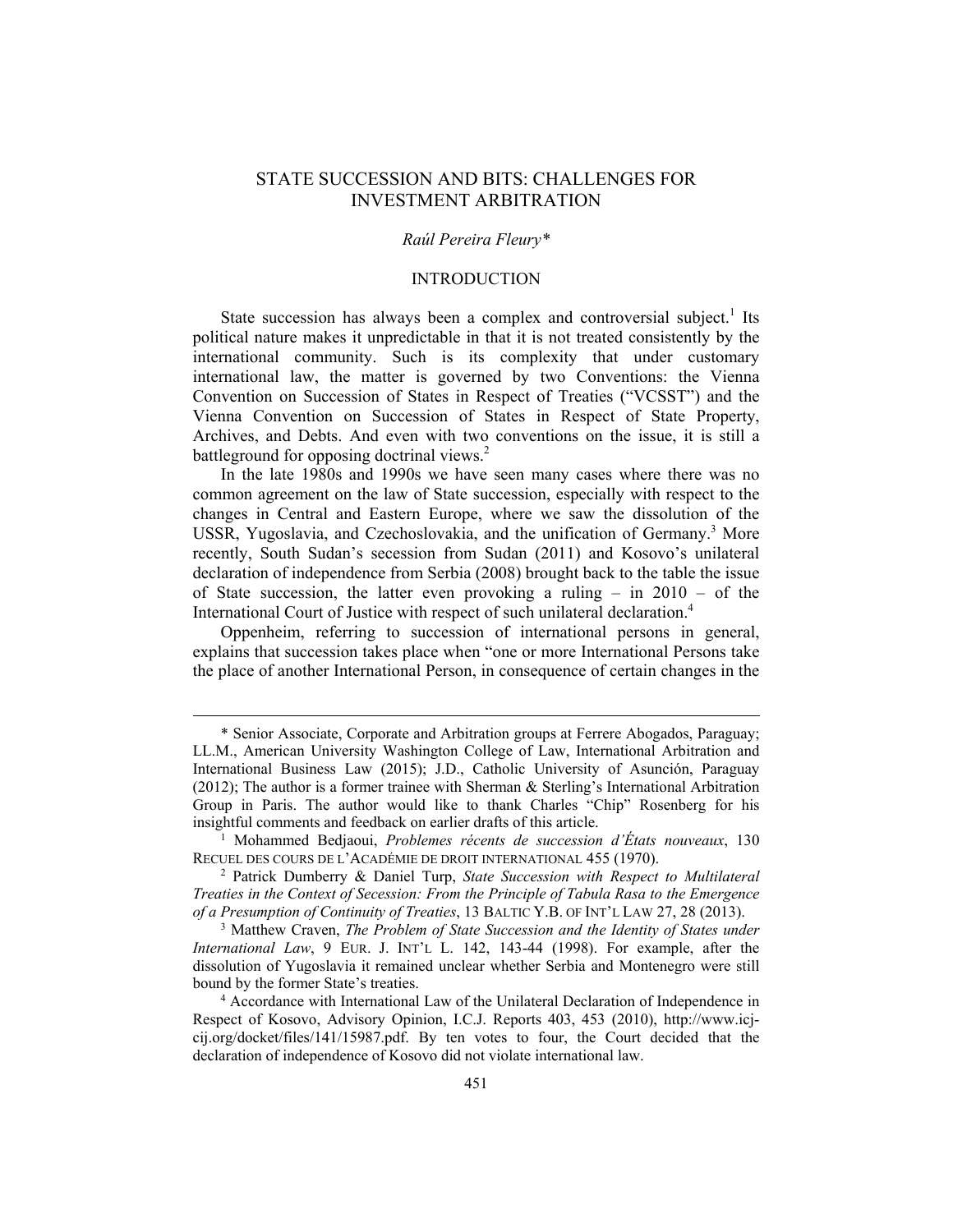# STATE SUCCESSION AND BITS: CHALLENGES FOR INVESTMENT ARBITRATION

*Raúl Pereira Fleury\**

## INTRODUCTION

State succession has always been a complex and controversial subject.[1] Its political nature makes it unpredictable in that it is not treated consistently by the international community. Such is its complexity that under customary international law, the matter is governed by two Conventions: the Vienna Convention on Succession of States in Respect of Treaties ("VCSST") and the Vienna Convention on Succession of States in Respect of State Property, Archives, and Debts. And even with two conventions on the issue, it is still a battleground for opposing doctrinal views.[2]

In the late 1980s and 1990s we have seen many cases where there was no common agreement on the law of State succession, especially with respect to the changes in Central and Eastern Europe, where we saw the dissolution of the USSR, Yugoslavia, and Czechoslovakia, and the unification of Germany.[3] More recently, South Sudan's secession from Sudan (2011) and Kosovo's unilateral declaration of independence from Serbia (2008) brought back to the table the issue of State succession, the latter even provoking a ruling – in 2010 – of the International Court of Justice with respect of such unilateral declaration.[4]

Oppenheim, referring to succession of international persons in general, explains that succession takes place when "one or more International Persons take the place of another International Person, in consequence of certain changes in the

---

\* Senior Associate, Corporate and Arbitration groups at Ferrere Abogados, Paraguay; LL.M., American University Washington College of Law, International Arbitration and International Business Law (2015); J.D., Catholic University of Asunción, Paraguay (2012); The author is a former trainee with Sherman & Sterling's International Arbitration Group in Paris. The author would like to thank Charles "Chip" Rosenberg for his insightful comments and feedback on earlier drafts of this article.

[1] Mohammed Bedjaoui, *Problemes récents de succession d'États nouveaux*, 130 RECUEIL DES COURS DE L'ACADÉMIE DE DROIT INTERNATIONAL 455 (1970).

[2] Patrick Dumberry & Daniel Turp, *State Succession with Respect to Multilateral Treaties in the Context of Secession: From the Principle of Tabula Rasa to the Emergence of a Presumption of Continuity of Treaties*, 13 BALTIC Y.B. OF INT'L LAW 27, 28 (2013).

[3] Matthew Craven, *The Problem of State Succession and the Identity of States under International Law*, 9 EUR. J. INT'L L. 142, 143-44 (1998). For example, after the dissolution of Yugoslavia it remained unclear whether Serbia and Montenegro were still bound by the former State's treaties.

[4] Accordance with International Law of the Unilateral Declaration of Independence in Respect of Kosovo, Advisory Opinion, I.C.J. Reports 403, 453 (2010), http://www.icj-cij.org/docket/files/141/15987.pdf. By ten votes to four, the Court decided that the declaration of independence of Kosovo did not violate international law.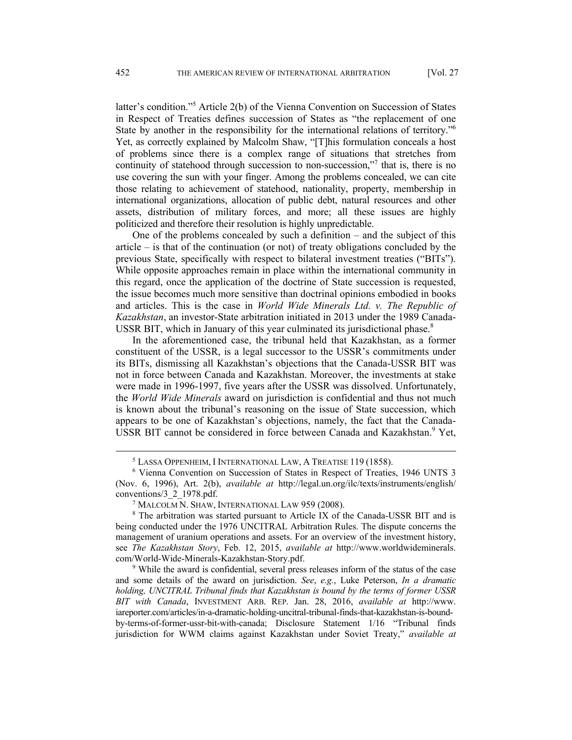latter's condition."[5] Article 2(b) of the Vienna Convention on Succession of States in Respect of Treaties defines succession of States as "the replacement of one State by another in the responsibility for the international relations of territory."[6] Yet, as correctly explained by Malcolm Shaw, "[T]his formulation conceals a host of problems since there is a complex range of situations that stretches from continuity of statehood through succession to non-succession,"[7] that is, there is no use covering the sun with your finger. Among the problems concealed, we can cite those relating to achievement of statehood, nationality, property, membership in international organizations, allocation of public debt, natural resources and other assets, distribution of military forces, and more; all these issues are highly politicized and therefore their resolution is highly unpredictable.

One of the problems concealed by such a definition – and the subject of this article – is that of the continuation (or not) of treaty obligations concluded by the previous State, specifically with respect to bilateral investment treaties ("BITs"). While opposite approaches remain in place within the international community in this regard, once the application of the doctrine of State succession is requested, the issue becomes much more sensitive than doctrinal opinions embodied in books and articles. This is the case in *World Wide Minerals Ltd. v. The Republic of Kazakhstan*, an investor-State arbitration initiated in 2013 under the 1989 Canada-USSR BIT, which in January of this year culminated its jurisdictional phase.[8]

In the aforementioned case, the tribunal held that Kazakhstan, as a former constituent of the USSR, is a legal successor to the USSR's commitments under its BITs, dismissing all Kazakhstan's objections that the Canada-USSR BIT was not in force between Canada and Kazakhstan. Moreover, the investments at stake were made in 1996-1997, five years after the USSR was dissolved. Unfortunately, the *World Wide Minerals* award on jurisdiction is confidential and thus not much is known about the tribunal's reasoning on the issue of State succession, which appears to be one of Kazakhstan's objections, namely, the fact that the Canada-USSR BIT cannot be considered in force between Canada and Kazakhstan.[9] Yet,

---

[5] LASSA OPPENHEIM, I INTERNATIONAL LAW, A TREATISE 119 (1858).

[6] Vienna Convention on Succession of States in Respect of Treaties, 1946 UNTS 3 (Nov. 6, 1996), Art. 2(b), *available at* http://legal.un.org/ilc/texts/instruments/english/conventions/3_2_1978.pdf.

[7] MALCOLM N. SHAW, INTERNATIONAL LAW 959 (2008).

[8] The arbitration was started pursuant to Article IX of the Canada-USSR BIT and is being conducted under the 1976 UNCITRAL Arbitration Rules. The dispute concerns the management of uranium operations and assets. For an overview of the investment history, see *The Kazakhstan Story*, Feb. 12, 2015, *available at* http://www.worldwideminerals.com/World-Wide-Minerals-Kazakhstan-Story.pdf.

[9] While the award is confidential, several press releases inform of the status of the case and some details of the award on jurisdiction. *See*, *e.g.*, Luke Peterson, *In a dramatic holding, UNCITRAL Tribunal finds that Kazakhstan is bound by the terms of former USSR BIT with Canada*, INVESTMENT ARB. REP. Jan. 28, 2016, *available at* http://www.iareporter.com/articles/in-a-dramatic-holding-uncitral-tribunal-finds-that-kazakhstan-is-bound-by-terms-of-former-ussr-bit-with-canada; Disclosure Statement 1/16 "Tribunal finds jurisdiction for WWM claims against Kazakhstan under Soviet Treaty," *available at*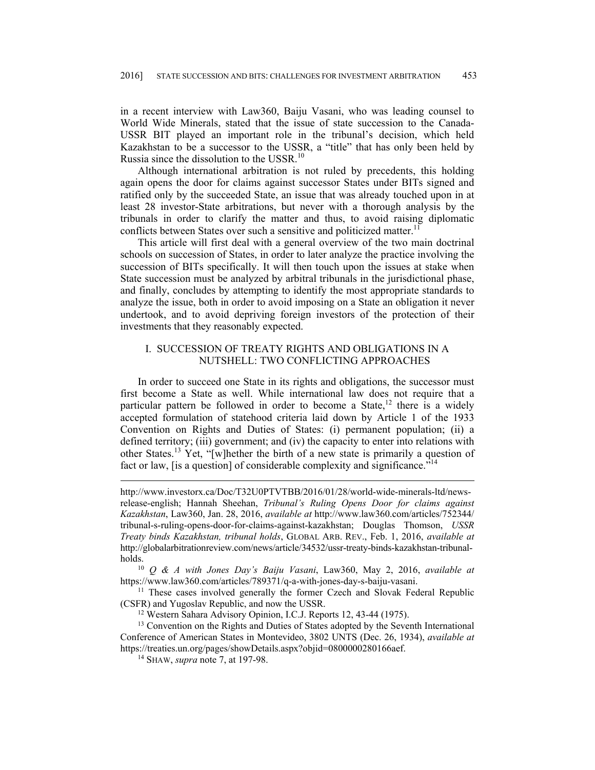in a recent interview with Law360, Baiju Vasani, who was leading counsel to World Wide Minerals, stated that the issue of state succession to the Canada-USSR BIT played an important role in the tribunal's decision, which held Kazakhstan to be a successor to the USSR, a "title" that has only been held by Russia since the dissolution to the USSR.[10]

Although international arbitration is not ruled by precedents, this holding again opens the door for claims against successor States under BITs signed and ratified only by the succeeded State, an issue that was already touched upon in at least 28 investor-State arbitrations, but never with a thorough analysis by the tribunals in order to clarify the matter and thus, to avoid raising diplomatic conflicts between States over such a sensitive and politicized matter.[11]

This article will first deal with a general overview of the two main doctrinal schools on succession of States, in order to later analyze the practice involving the succession of BITs specifically. It will then touch upon the issues at stake when State succession must be analyzed by arbitral tribunals in the jurisdictional phase, and finally, concludes by attempting to identify the most appropriate standards to analyze the issue, both in order to avoid imposing on a State an obligation it never undertook, and to avoid depriving foreign investors of the protection of their investments that they reasonably expected.

## I. SUCCESSION OF TREATY RIGHTS AND OBLIGATIONS IN A NUTSHELL: TWO CONFLICTING APPROACHES

In order to succeed one State in its rights and obligations, the successor must first become a State as well. While international law does not require that a particular pattern be followed in order to become a State,[12] there is a widely accepted formulation of statehood criteria laid down by Article 1 of the 1933 Convention on Rights and Duties of States: (i) permanent population; (ii) a defined territory; (iii) government; and (iv) the capacity to enter into relations with other States.[13] Yet, "[w]hether the birth of a new state is primarily a question of fact or law, [is a question] of considerable complexity and significance."[14]

---

http://www.investorx.ca/Doc/T32U0PTVTBB/2016/01/28/world-wide-minerals-ltd/news-release-english; Hannah Sheehan, *Tribunal's Ruling Opens Door for claims against Kazakhstan*, Law360, Jan. 28, 2016, *available at* http://www.law360.com/articles/752344/tribunal-s-ruling-opens-door-for-claims-against-kazakhstan; Douglas Thomson, *USSR Treaty binds Kazakhstan, tribunal holds*, GLOBAL ARB. REV., Feb. 1, 2016, *available at* http://globalarbitrationreview.com/news/article/34532/ussr-treaty-binds-kazakhstan-tribunal-holds.

[10] *Q & A with Jones Day's Baiju Vasani*, Law360, May 2, 2016, *available at* https://www.law360.com/articles/789371/q-a-with-jones-day-s-baiju-vasani.

[11] These cases involved generally the former Czech and Slovak Federal Republic (CSFR) and Yugoslav Republic, and now the USSR.

[12] Western Sahara Advisory Opinion, I.C.J. Reports 12, 43-44 (1975).

[13] Convention on the Rights and Duties of States adopted by the Seventh International Conference of American States in Montevideo, 3802 UNTS (Dec. 26, 1934), *available at* https://treaties.un.org/pages/showDetails.aspx?objid=0800000280166aef.

[14] SHAW, *supra* note 7, at 197-98.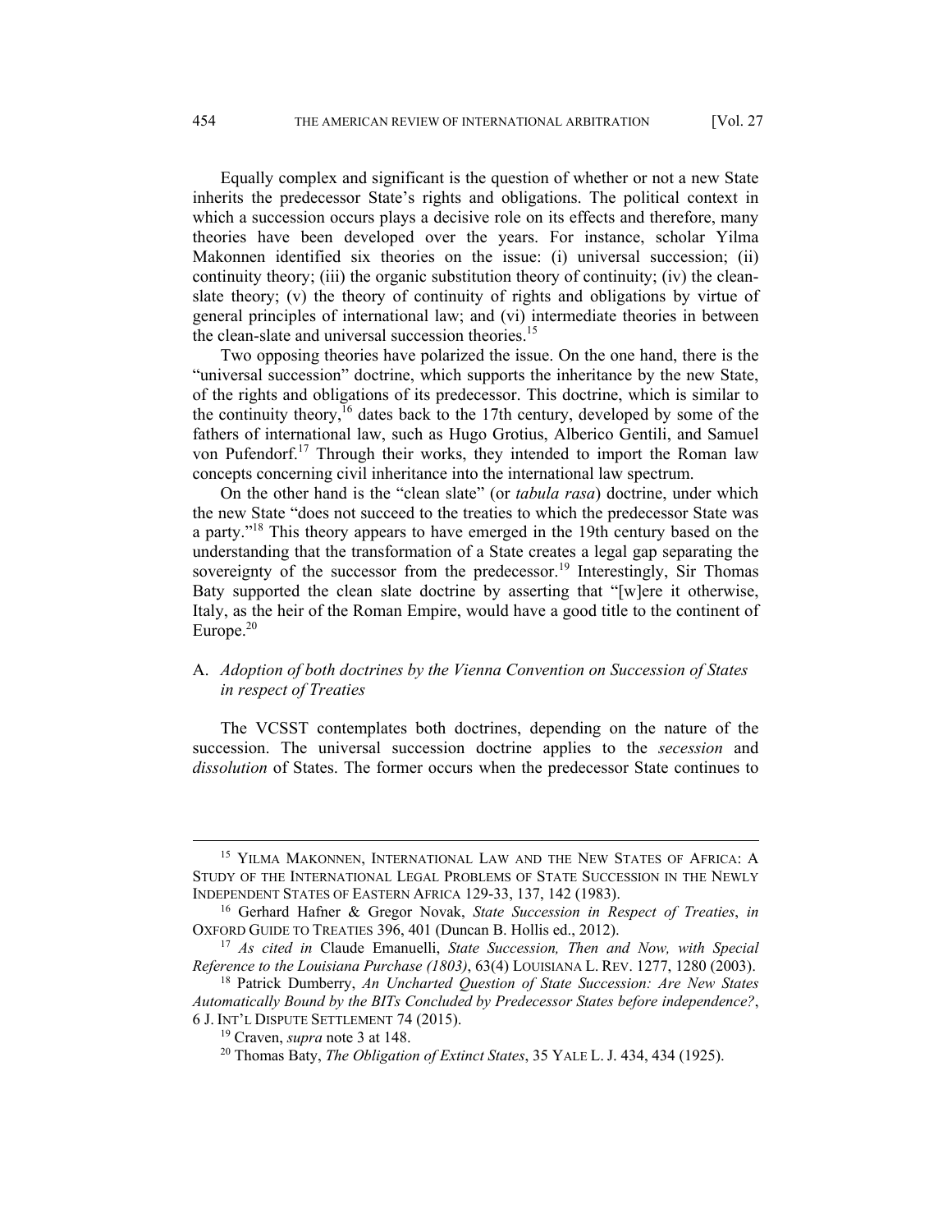Equally complex and significant is the question of whether or not a new State inherits the predecessor State's rights and obligations. The political context in which a succession occurs plays a decisive role on its effects and therefore, many theories have been developed over the years. For instance, scholar Yilma Makonnen identified six theories on the issue: (i) universal succession; (ii) continuity theory; (iii) the organic substitution theory of continuity; (iv) the clean-slate theory; (v) the theory of continuity of rights and obligations by virtue of general principles of international law; and (vi) intermediate theories in between the clean-slate and universal succession theories.[15]

Two opposing theories have polarized the issue. On the one hand, there is the "universal succession" doctrine, which supports the inheritance by the new State, of the rights and obligations of its predecessor. This doctrine, which is similar to the continuity theory,[16] dates back to the 17th century, developed by some of the fathers of international law, such as Hugo Grotius, Alberico Gentili, and Samuel von Pufendorf.[17] Through their works, they intended to import the Roman law concepts concerning civil inheritance into the international law spectrum.

On the other hand is the "clean slate" (or *tabula rasa*) doctrine, under which the new State "does not succeed to the treaties to which the predecessor State was a party."[18] This theory appears to have emerged in the 19th century based on the understanding that the transformation of a State creates a legal gap separating the sovereignty of the successor from the predecessor.[19] Interestingly, Sir Thomas Baty supported the clean slate doctrine by asserting that "[w]ere it otherwise, Italy, as the heir of the Roman Empire, would have a good title to the continent of Europe.[20]

### A. *Adoption of both doctrines by the Vienna Convention on Succession of States in respect of Treaties*

The VCSST contemplates both doctrines, depending on the nature of the succession. The universal succession doctrine applies to the *secession* and *dissolution* of States. The former occurs when the predecessor State continues to

---

[15] YILMA MAKONNEN, INTERNATIONAL LAW AND THE NEW STATES OF AFRICA: A STUDY OF THE INTERNATIONAL LEGAL PROBLEMS OF STATE SUCCESSION IN THE NEWLY INDEPENDENT STATES OF EASTERN AFRICA 129-33, 137, 142 (1983).

[16] Gerhard Hafner & Gregor Novak, *State Succession in Respect of Treaties*, *in* OXFORD GUIDE TO TREATIES 396, 401 (Duncan B. Hollis ed., 2012).

[17] *As cited in* Claude Emanuelli, *State Succession, Then and Now, with Special Reference to the Louisiana Purchase (1803)*, 63(4) LOUISIANA L. REV. 1277, 1280 (2003).

[18] Patrick Dumberry, *An Uncharted Question of State Succession: Are New States Automatically Bound by the BITs Concluded by Predecessor States before independence?*, 6 J. INT'L DISPUTE SETTLEMENT 74 (2015).

[19] Craven, *supra* note 3 at 148.

[20] Thomas Baty, *The Obligation of Extinct States*, 35 YALE L. J. 434, 434 (1925).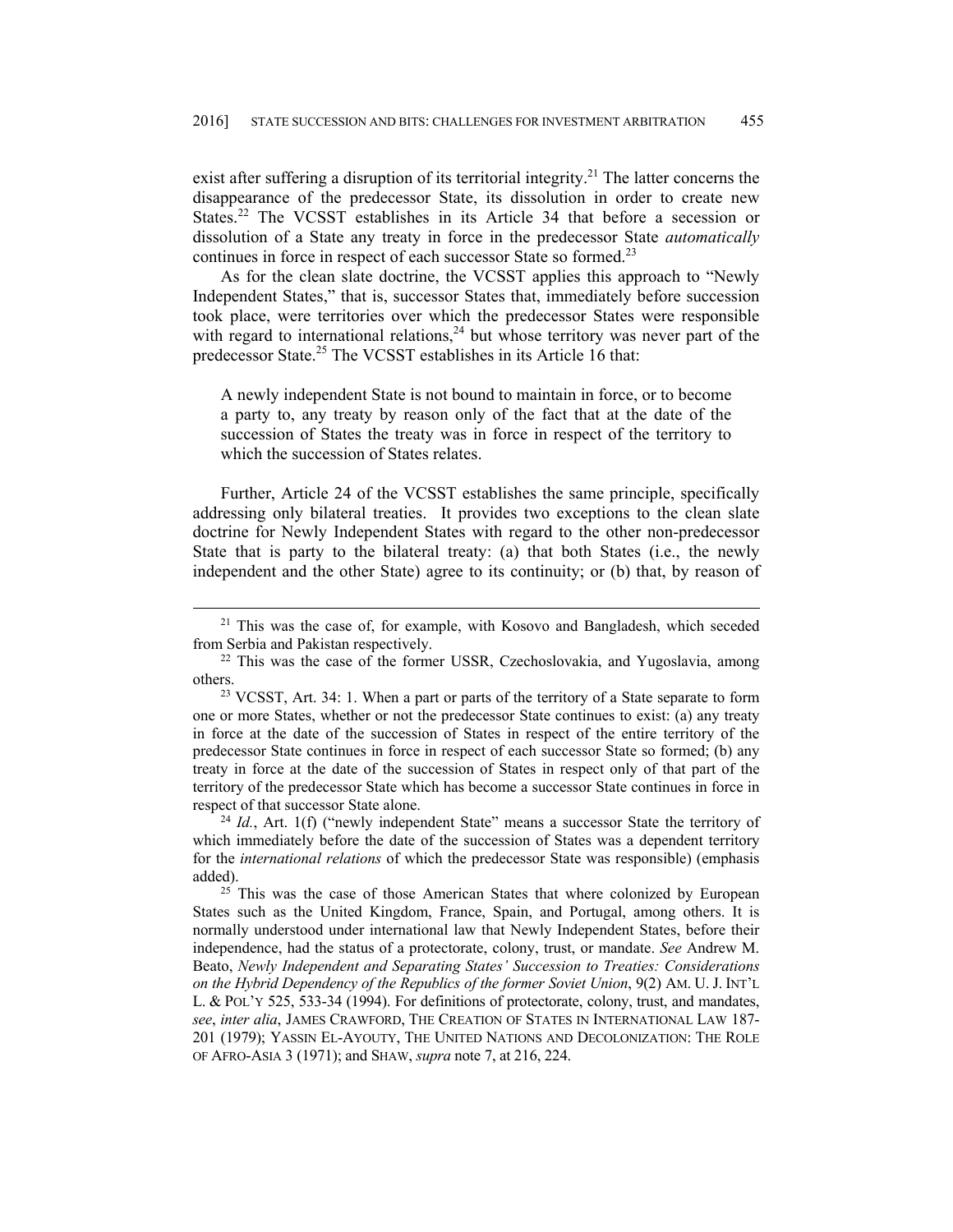exist after suffering a disruption of its territorial integrity.[21] The latter concerns the disappearance of the predecessor State, its dissolution in order to create new States.[22] The VCSST establishes in its Article 34 that before a secession or dissolution of a State any treaty in force in the predecessor State *automatically* continues in force in respect of each successor State so formed.[23]

As for the clean slate doctrine, the VCSST applies this approach to "Newly Independent States," that is, successor States that, immediately before succession took place, were territories over which the predecessor States were responsible with regard to international relations,[24] but whose territory was never part of the predecessor State.[25] The VCSST establishes in its Article 16 that:

> A newly independent State is not bound to maintain in force, or to become a party to, any treaty by reason only of the fact that at the date of the succession of States the treaty was in force in respect of the territory to which the succession of States relates.

Further, Article 24 of the VCSST establishes the same principle, specifically addressing only bilateral treaties. It provides two exceptions to the clean slate doctrine for Newly Independent States with regard to the other non-predecessor State that is party to the bilateral treaty: (a) that both States (i.e., the newly independent and the other State) agree to its continuity; or (b) that, by reason of

---

[21] This was the case of, for example, with Kosovo and Bangladesh, which seceded from Serbia and Pakistan respectively.

[22] This was the case of the former USSR, Czechoslovakia, and Yugoslavia, among others.

[23] VCSST, Art. 34: 1. When a part or parts of the territory of a State separate to form one or more States, whether or not the predecessor State continues to exist: (a) any treaty in force at the date of the succession of States in respect of the entire territory of the predecessor State continues in force in respect of each successor State so formed; (b) any treaty in force at the date of the succession of States in respect only of that part of the territory of the predecessor State which has become a successor State continues in force in respect of that successor State alone.

[24] *Id.*, Art. 1(f) ("newly independent State" means a successor State the territory of which immediately before the date of the succession of States was a dependent territory for the *international relations* of which the predecessor State was responsible) (emphasis added).

[25] This was the case of those American States that where colonized by European States such as the United Kingdom, France, Spain, and Portugal, among others. It is normally understood under international law that Newly Independent States, before their independence, had the status of a protectorate, colony, trust, or mandate. *See* Andrew M. Beato, *Newly Independent and Separating States' Succession to Treaties: Considerations on the Hybrid Dependency of the Republics of the former Soviet Union*, 9(2) AM. U. J. INT'L L. & POL'Y 525, 533-34 (1994). For definitions of protectorate, colony, trust, and mandates, *see*, *inter alia*, JAMES CRAWFORD, THE CREATION OF STATES IN INTERNATIONAL LAW 187-201 (1979); YASSIN EL-AYOUTY, THE UNITED NATIONS AND DECOLONIZATION: THE ROLE OF AFRO-ASIA 3 (1971); and SHAW, *supra* note 7, at 216, 224.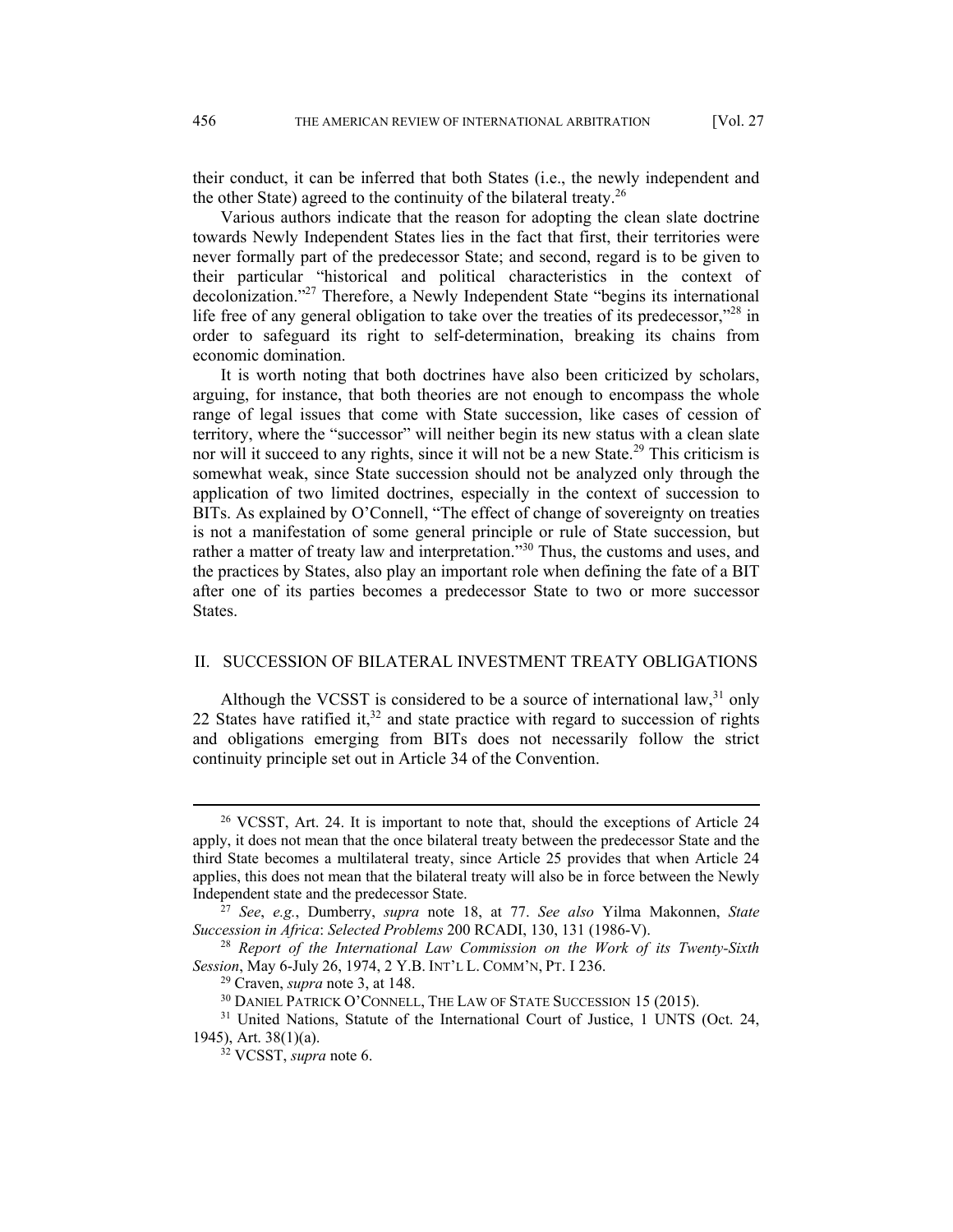their conduct, it can be inferred that both States (i.e., the newly independent and the other State) agreed to the continuity of the bilateral treaty.[26]

Various authors indicate that the reason for adopting the clean slate doctrine towards Newly Independent States lies in the fact that first, their territories were never formally part of the predecessor State; and second, regard is to be given to their particular "historical and political characteristics in the context of decolonization."[27] Therefore, a Newly Independent State "begins its international life free of any general obligation to take over the treaties of its predecessor,"[28] in order to safeguard its right to self-determination, breaking its chains from economic domination.

It is worth noting that both doctrines have also been criticized by scholars, arguing, for instance, that both theories are not enough to encompass the whole range of legal issues that come with State succession, like cases of cession of territory, where the "successor" will neither begin its new status with a clean slate nor will it succeed to any rights, since it will not be a new State.[29] This criticism is somewhat weak, since State succession should not be analyzed only through the application of two limited doctrines, especially in the context of succession to BITs. As explained by O'Connell, "The effect of change of sovereignty on treaties is not a manifestation of some general principle or rule of State succession, but rather a matter of treaty law and interpretation."[30] Thus, the customs and uses, and the practices by States, also play an important role when defining the fate of a BIT after one of its parties becomes a predecessor State to two or more successor States.

## II. SUCCESSION OF BILATERAL INVESTMENT TREATY OBLIGATIONS

Although the VCSST is considered to be a source of international law,[31] only 22 States have ratified it,[32] and state practice with regard to succession of rights and obligations emerging from BITs does not necessarily follow the strict continuity principle set out in Article 34 of the Convention.

---

[26] VCSST, Art. 24. It is important to note that, should the exceptions of Article 24 apply, it does not mean that the once bilateral treaty between the predecessor State and the third State becomes a multilateral treaty, since Article 25 provides that when Article 24 applies, this does not mean that the bilateral treaty will also be in force between the Newly Independent state and the predecessor State.

[27] *See*, *e.g.*, Dumberry, *supra* note 18, at 77. *See also* Yilma Makonnen, *State Succession in Africa*: *Selected Problems* 200 RCADI, 130, 131 (1986-V).

[28] *Report of the International Law Commission on the Work of its Twenty-Sixth Session*, May 6-July 26, 1974, 2 Y.B. INT'L L. COMM'N, PT. I 236.

[29] Craven, *supra* note 3, at 148.

[30] DANIEL PATRICK O'CONNELL, THE LAW OF STATE SUCCESSION 15 (2015).

[31] United Nations, Statute of the International Court of Justice, 1 UNTS (Oct. 24, 1945), Art. 38(1)(a).

[32] VCSST, *supra* note 6.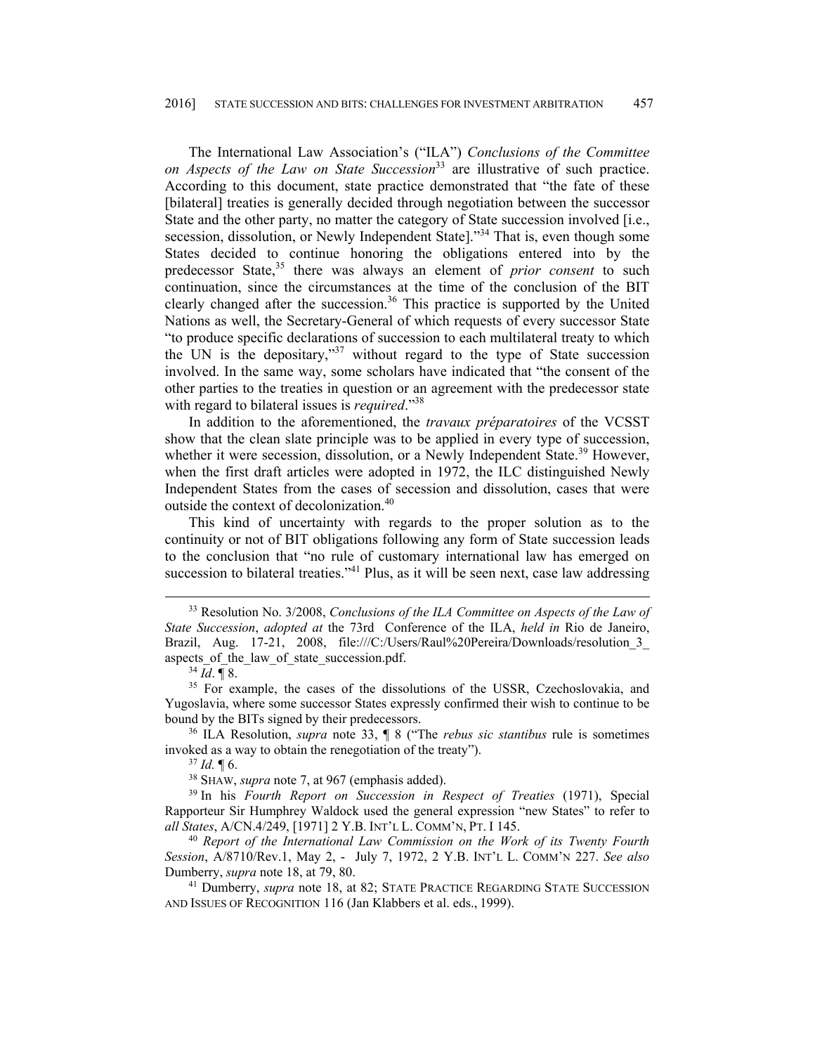The International Law Association's ("ILA") *Conclusions of the Committee on Aspects of the Law on State Succession*[33] are illustrative of such practice. According to this document, state practice demonstrated that "the fate of these [bilateral] treaties is generally decided through negotiation between the successor State and the other party, no matter the category of State succession involved [i.e., secession, dissolution, or Newly Independent State]."[34] That is, even though some States decided to continue honoring the obligations entered into by the predecessor State,[35] there was always an element of *prior consent* to such continuation, since the circumstances at the time of the conclusion of the BIT clearly changed after the succession.[36] This practice is supported by the United Nations as well, the Secretary-General of which requests of every successor State "to produce specific declarations of succession to each multilateral treaty to which the UN is the depositary,"[37] without regard to the type of State succession involved. In the same way, some scholars have indicated that "the consent of the other parties to the treaties in question or an agreement with the predecessor state with regard to bilateral issues is *required*."[38]

In addition to the aforementioned, the *travaux préparatoires* of the VCSST show that the clean slate principle was to be applied in every type of succession, whether it were secession, dissolution, or a Newly Independent State.[39] However, when the first draft articles were adopted in 1972, the ILC distinguished Newly Independent States from the cases of secession and dissolution, cases that were outside the context of decolonization.[40]

This kind of uncertainty with regards to the proper solution as to the continuity or not of BIT obligations following any form of State succession leads to the conclusion that "no rule of customary international law has emerged on succession to bilateral treaties."[41] Plus, as it will be seen next, case law addressing

---

[33] Resolution No. 3/2008, *Conclusions of the ILA Committee on Aspects of the Law of State Succession*, *adopted at* the 73rd Conference of the ILA, *held in* Rio de Janeiro, Brazil, Aug. 17-21, 2008, file:///C:/Users/Raul%20Pereira/Downloads/resolution_3_aspects_of_the_law_of_state_succession.pdf.

[34] *Id*. ¶ 8.

[35] For example, the cases of the dissolutions of the USSR, Czechoslovakia, and Yugoslavia, where some successor States expressly confirmed their wish to continue to be bound by the BITs signed by their predecessors.

[36] ILA Resolution, *supra* note 33, ¶ 8 ("The *rebus sic stantibus* rule is sometimes invoked as a way to obtain the renegotiation of the treaty").

[37] *Id.* ¶ 6.

[38] SHAW, *supra* note 7, at 967 (emphasis added).

[39] In his *Fourth Report on Succession in Respect of Treaties* (1971), Special Rapporteur Sir Humphrey Waldock used the general expression "new States" to refer to *all States*, A/CN.4/249, [1971] 2 Y.B. INT'L L. COMM'N, PT. I 145.

[40] *Report of the International Law Commission on the Work of its Twenty Fourth Session*, A/8710/Rev.1, May 2, - July 7, 1972, 2 Y.B. INT'L L. COMM'N 227. *See also* Dumberry, *supra* note 18, at 79, 80.

[41] Dumberry, *supra* note 18, at 82; STATE PRACTICE REGARDING STATE SUCCESSION AND ISSUES OF RECOGNITION 116 (Jan Klabbers et al. eds., 1999).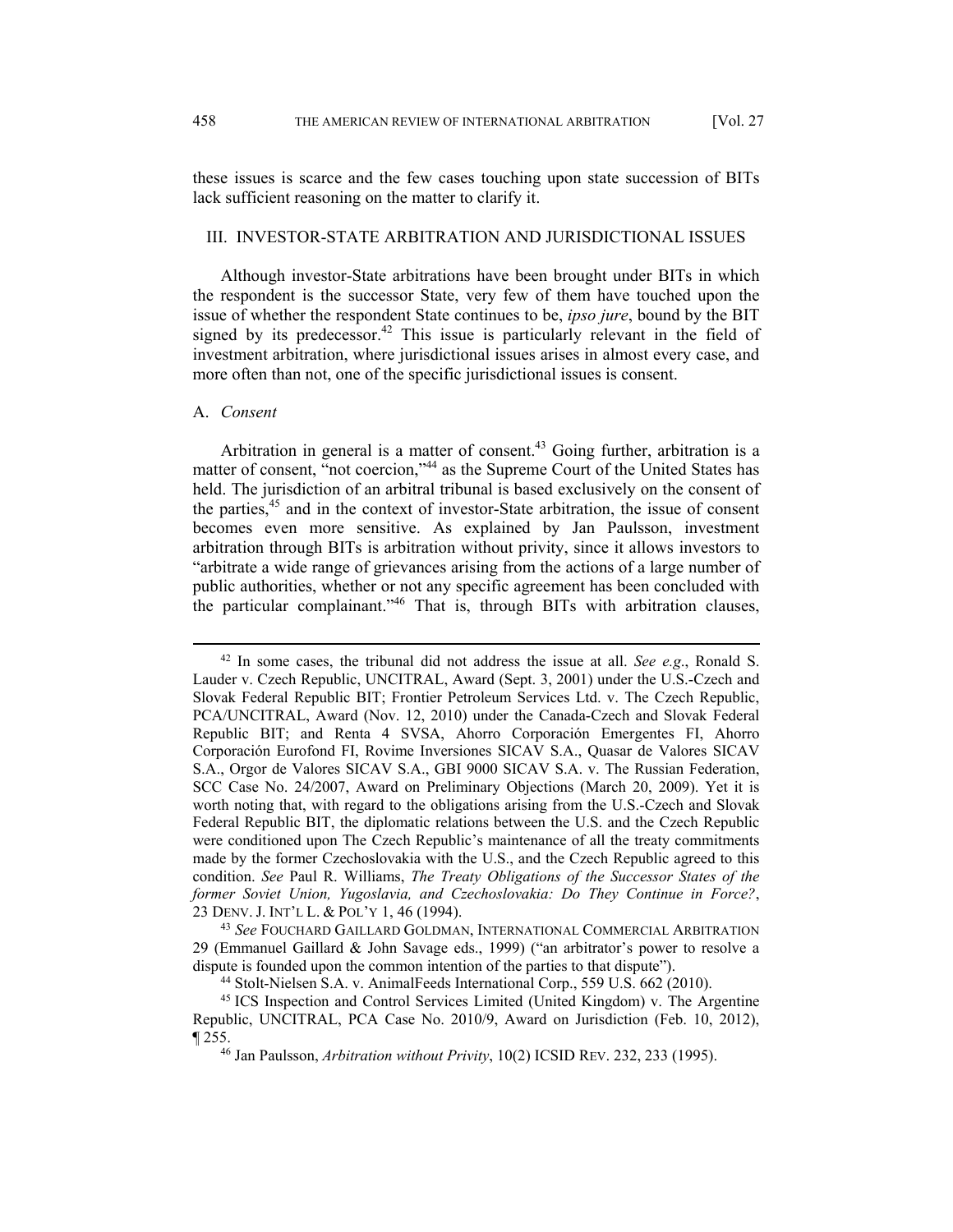these issues is scarce and the few cases touching upon state succession of BITs lack sufficient reasoning on the matter to clarify it.

## III. INVESTOR-STATE ARBITRATION AND JURISDICTIONAL ISSUES

Although investor-State arbitrations have been brought under BITs in which the respondent is the successor State, very few of them have touched upon the issue of whether the respondent State continues to be, *ipso jure*, bound by the BIT signed by its predecessor.[42] This issue is particularly relevant in the field of investment arbitration, where jurisdictional issues arises in almost every case, and more often than not, one of the specific jurisdictional issues is consent.

### A. *Consent*

Arbitration in general is a matter of consent.[43] Going further, arbitration is a matter of consent, "not coercion,"[44] as the Supreme Court of the United States has held. The jurisdiction of an arbitral tribunal is based exclusively on the consent of the parties,[45] and in the context of investor-State arbitration, the issue of consent becomes even more sensitive. As explained by Jan Paulsson, investment arbitration through BITs is arbitration without privity, since it allows investors to "arbitrate a wide range of grievances arising from the actions of a large number of public authorities, whether or not any specific agreement has been concluded with the particular complainant."[46] That is, through BITs with arbitration clauses,

---

[42] In some cases, the tribunal did not address the issue at all. *See e.g.*, Ronald S. Lauder v. Czech Republic, UNCITRAL, Award (Sept. 3, 2001) under the U.S.-Czech and Slovak Federal Republic BIT; Frontier Petroleum Services Ltd. v. The Czech Republic, PCA/UNCITRAL, Award (Nov. 12, 2010) under the Canada-Czech and Slovak Federal Republic BIT; and Renta 4 SVSA, Ahorro Corporación Emergentes FI, Ahorro Corporación Eurofond FI, Rovime Inversiones SICAV S.A., Quasar de Valores SICAV S.A., Orgor de Valores SICAV S.A., GBI 9000 SICAV S.A. v. The Russian Federation, SCC Case No. 24/2007, Award on Preliminary Objections (March 20, 2009). Yet it is worth noting that, with regard to the obligations arising from the U.S.-Czech and Slovak Federal Republic BIT, the diplomatic relations between the U.S. and the Czech Republic were conditioned upon The Czech Republic's maintenance of all the treaty commitments made by the former Czechoslovakia with the U.S., and the Czech Republic agreed to this condition. *See* Paul R. Williams, *The Treaty Obligations of the Successor States of the former Soviet Union, Yugoslavia, and Czechoslovakia: Do They Continue in Force?*, 23 DENV. J. INT'L L. & POL'Y 1, 46 (1994).

[43] *See* FOUCHARD GAILLARD GOLDMAN, INTERNATIONAL COMMERCIAL ARBITRATION 29 (Emmanuel Gaillard & John Savage eds., 1999) ("an arbitrator's power to resolve a dispute is founded upon the common intention of the parties to that dispute").

[44] Stolt-Nielsen S.A. v. AnimalFeeds International Corp., 559 U.S. 662 (2010).

[45] ICS Inspection and Control Services Limited (United Kingdom) v. The Argentine Republic, UNCITRAL, PCA Case No. 2010/9, Award on Jurisdiction (Feb. 10, 2012), ¶ 255.

[46] Jan Paulsson, *Arbitration without Privity*, 10(2) ICSID REV. 232, 233 (1995).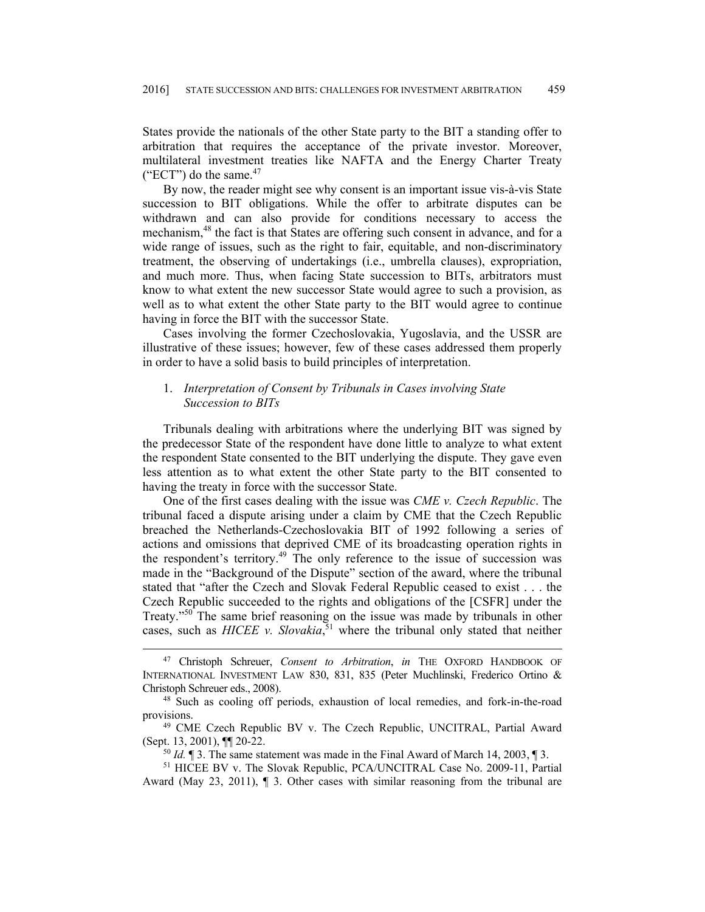States provide the nationals of the other State party to the BIT a standing offer to arbitration that requires the acceptance of the private investor. Moreover, multilateral investment treaties like NAFTA and the Energy Charter Treaty ("ECT") do the same.[47]

By now, the reader might see why consent is an important issue vis-à-vis State succession to BIT obligations. While the offer to arbitrate disputes can be withdrawn and can also provide for conditions necessary to access the mechanism,[48] the fact is that States are offering such consent in advance, and for a wide range of issues, such as the right to fair, equitable, and non-discriminatory treatment, the observing of undertakings (i.e., umbrella clauses), expropriation, and much more. Thus, when facing State succession to BITs, arbitrators must know to what extent the new successor State would agree to such a provision, as well as to what extent the other State party to the BIT would agree to continue having in force the BIT with the successor State.

Cases involving the former Czechoslovakia, Yugoslavia, and the USSR are illustrative of these issues; however, few of these cases addressed them properly in order to have a solid basis to build principles of interpretation.

### 1. *Interpretation of Consent by Tribunals in Cases involving State Succession to BITs*

Tribunals dealing with arbitrations where the underlying BIT was signed by the predecessor State of the respondent have done little to analyze to what extent the respondent State consented to the BIT underlying the dispute. They gave even less attention as to what extent the other State party to the BIT consented to having the treaty in force with the successor State.

One of the first cases dealing with the issue was *CME v. Czech Republic*. The tribunal faced a dispute arising under a claim by CME that the Czech Republic breached the Netherlands-Czechoslovakia BIT of 1992 following a series of actions and omissions that deprived CME of its broadcasting operation rights in the respondent's territory.[49] The only reference to the issue of succession was made in the "Background of the Dispute" section of the award, where the tribunal stated that "after the Czech and Slovak Federal Republic ceased to exist . . . the Czech Republic succeeded to the rights and obligations of the [CSFR] under the Treaty."[50] The same brief reasoning on the issue was made by tribunals in other cases, such as *HICEE v. Slovakia*,[51] where the tribunal only stated that neither

---

[47] Christoph Schreuer, *Consent to Arbitration*, *in* THE OXFORD HANDBOOK OF INTERNATIONAL INVESTMENT LAW 830, 831, 835 (Peter Muchlinski, Frederico Ortino & Christoph Schreuer eds., 2008).

[48] Such as cooling off periods, exhaustion of local remedies, and fork-in-the-road provisions.

[49] CME Czech Republic BV v. The Czech Republic, UNCITRAL, Partial Award (Sept. 13, 2001), ¶¶ 20-22.

[50] *Id.* ¶ 3. The same statement was made in the Final Award of March 14, 2003, ¶ 3.

[51] HICEE BV v. The Slovak Republic, PCA/UNCITRAL Case No. 2009-11, Partial Award (May 23, 2011), ¶ 3. Other cases with similar reasoning from the tribunal are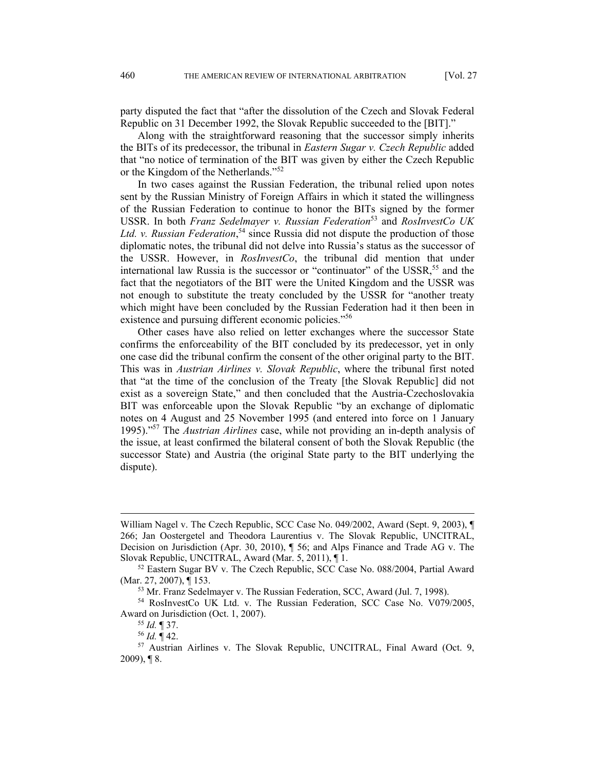party disputed the fact that "after the dissolution of the Czech and Slovak Federal Republic on 31 December 1992, the Slovak Republic succeeded to the [BIT]."

Along with the straightforward reasoning that the successor simply inherits the BITs of its predecessor, the tribunal in *Eastern Sugar v. Czech Republic* added that "no notice of termination of the BIT was given by either the Czech Republic or the Kingdom of the Netherlands."[52]

In two cases against the Russian Federation, the tribunal relied upon notes sent by the Russian Ministry of Foreign Affairs in which it stated the willingness of the Russian Federation to continue to honor the BITs signed by the former USSR. In both *Franz Sedelmayer v. Russian Federation*[53] and *RosInvestCo UK Ltd. v. Russian Federation*,[54] since Russia did not dispute the production of those diplomatic notes, the tribunal did not delve into Russia's status as the successor of the USSR. However, in *RosInvestCo*, the tribunal did mention that under international law Russia is the successor or "continuator" of the USSR,[55] and the fact that the negotiators of the BIT were the United Kingdom and the USSR was not enough to substitute the treaty concluded by the USSR for "another treaty which might have been concluded by the Russian Federation had it then been in existence and pursuing different economic policies."[56]

Other cases have also relied on letter exchanges where the successor State confirms the enforceability of the BIT concluded by its predecessor, yet in only one case did the tribunal confirm the consent of the other original party to the BIT. This was in *Austrian Airlines v. Slovak Republic*, where the tribunal first noted that "at the time of the conclusion of the Treaty [the Slovak Republic] did not exist as a sovereign State," and then concluded that the Austria-Czechoslovakia BIT was enforceable upon the Slovak Republic "by an exchange of diplomatic notes on 4 August and 25 November 1995 (and entered into force on 1 January 1995)."[57] The *Austrian Airlines* case, while not providing an in-depth analysis of the issue, at least confirmed the bilateral consent of both the Slovak Republic (the successor State) and Austria (the original State party to the BIT underlying the dispute).

---

William Nagel v. The Czech Republic, SCC Case No. 049/2002, Award (Sept. 9, 2003), ¶ 266; Jan Oostergetel and Theodora Laurentius v. The Slovak Republic, UNCITRAL, Decision on Jurisdiction (Apr. 30, 2010), ¶ 56; and Alps Finance and Trade AG v. The Slovak Republic, UNCITRAL, Award (Mar. 5, 2011), ¶ 1.

[52] Eastern Sugar BV v. The Czech Republic, SCC Case No. 088/2004, Partial Award (Mar. 27, 2007), ¶ 153.

[53] Mr. Franz Sedelmayer v. The Russian Federation, SCC, Award (Jul. 7, 1998).

[54] RosInvestCo UK Ltd. v. The Russian Federation, SCC Case No. V079/2005, Award on Jurisdiction (Oct. 1, 2007).

[55] *Id.* ¶ 37.

[56] *Id.* ¶ 42.

[57] Austrian Airlines v. The Slovak Republic, UNCITRAL, Final Award (Oct. 9, 2009), ¶ 8.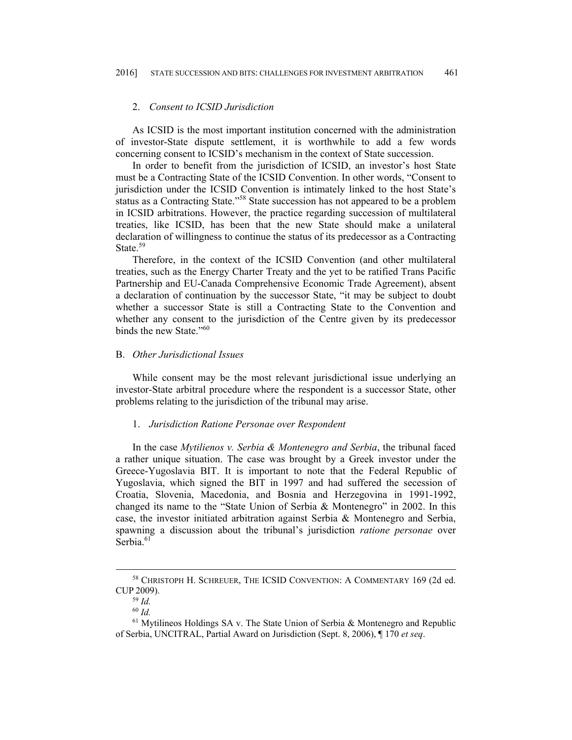### 2. *Consent to ICSID Jurisdiction*

As ICSID is the most important institution concerned with the administration of investor-State dispute settlement, it is worthwhile to add a few words concerning consent to ICSID's mechanism in the context of State succession.

In order to benefit from the jurisdiction of ICSID, an investor's host State must be a Contracting State of the ICSID Convention. In other words, "Consent to jurisdiction under the ICSID Convention is intimately linked to the host State's status as a Contracting State."[58] State succession has not appeared to be a problem in ICSID arbitrations. However, the practice regarding succession of multilateral treaties, like ICSID, has been that the new State should make a unilateral declaration of willingness to continue the status of its predecessor as a Contracting State.[59]

Therefore, in the context of the ICSID Convention (and other multilateral treaties, such as the Energy Charter Treaty and the yet to be ratified Trans Pacific Partnership and EU-Canada Comprehensive Economic Trade Agreement), absent a declaration of continuation by the successor State, "it may be subject to doubt whether a successor State is still a Contracting State to the Convention and whether any consent to the jurisdiction of the Centre given by its predecessor binds the new State."[60]

## B. *Other Jurisdictional Issues*

While consent may be the most relevant jurisdictional issue underlying an investor-State arbitral procedure where the respondent is a successor State, other problems relating to the jurisdiction of the tribunal may arise.

### 1. *Jurisdiction Ratione Personae over Respondent*

In the case *Mytilienos v. Serbia & Montenegro and Serbia*, the tribunal faced a rather unique situation. The case was brought by a Greek investor under the Greece-Yugoslavia BIT. It is important to note that the Federal Republic of Yugoslavia, which signed the BIT in 1997 and had suffered the secession of Croatia, Slovenia, Macedonia, and Bosnia and Herzegovina in 1991-1992, changed its name to the "State Union of Serbia & Montenegro" in 2002. In this case, the investor initiated arbitration against Serbia & Montenegro and Serbia, spawning a discussion about the tribunal's jurisdiction *ratione personae* over Serbia.[61]

---

[58] CHRISTOPH H. SCHREUER, THE ICSID CONVENTION: A COMMENTARY 169 (2d ed. CUP 2009).

[59] *Id.*

[60] *Id.*

[61] Mytilineos Holdings SA v. The State Union of Serbia & Montenegro and Republic of Serbia, UNCITRAL, Partial Award on Jurisdiction (Sept. 8, 2006), ¶ 170 *et seq*.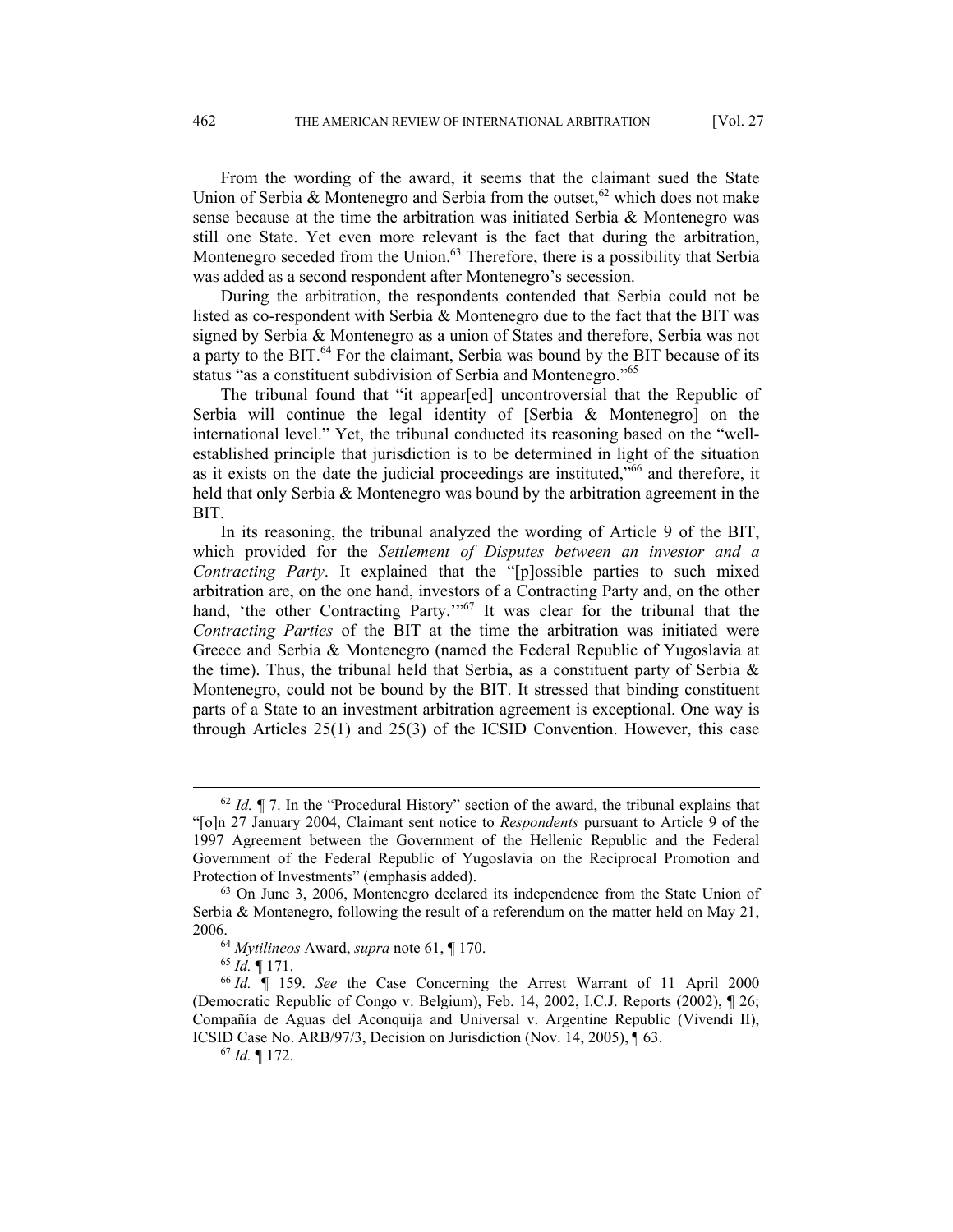From the wording of the award, it seems that the claimant sued the State Union of Serbia & Montenegro and Serbia from the outset,[62] which does not make sense because at the time the arbitration was initiated Serbia & Montenegro was still one State. Yet even more relevant is the fact that during the arbitration, Montenegro seceded from the Union.[63] Therefore, there is a possibility that Serbia was added as a second respondent after Montenegro's secession.

During the arbitration, the respondents contended that Serbia could not be listed as co-respondent with Serbia & Montenegro due to the fact that the BIT was signed by Serbia & Montenegro as a union of States and therefore, Serbia was not a party to the BIT.[64] For the claimant, Serbia was bound by the BIT because of its status "as a constituent subdivision of Serbia and Montenegro."[65]

The tribunal found that "it appear[ed] uncontroversial that the Republic of Serbia will continue the legal identity of [Serbia & Montenegro] on the international level." Yet, the tribunal conducted its reasoning based on the "well-established principle that jurisdiction is to be determined in light of the situation as it exists on the date the judicial proceedings are instituted,"[66] and therefore, it held that only Serbia & Montenegro was bound by the arbitration agreement in the BIT.

In its reasoning, the tribunal analyzed the wording of Article 9 of the BIT, which provided for the *Settlement of Disputes between an investor and a Contracting Party*. It explained that the "[p]ossible parties to such mixed arbitration are, on the one hand, investors of a Contracting Party and, on the other hand, 'the other Contracting Party.'"[67] It was clear for the tribunal that the *Contracting Parties* of the BIT at the time the arbitration was initiated were Greece and Serbia & Montenegro (named the Federal Republic of Yugoslavia at the time). Thus, the tribunal held that Serbia, as a constituent party of Serbia & Montenegro, could not be bound by the BIT. It stressed that binding constituent parts of a State to an investment arbitration agreement is exceptional. One way is through Articles 25(1) and 25(3) of the ICSID Convention. However, this case

---

[62] *Id.* ¶ 7. In the "Procedural History" section of the award, the tribunal explains that "[o]n 27 January 2004, Claimant sent notice to *Respondents* pursuant to Article 9 of the 1997 Agreement between the Government of the Hellenic Republic and the Federal Government of the Federal Republic of Yugoslavia on the Reciprocal Promotion and Protection of Investments" (emphasis added).

[63] On June 3, 2006, Montenegro declared its independence from the State Union of Serbia & Montenegro, following the result of a referendum on the matter held on May 21, 2006.

[64] *Mytilineos* Award, *supra* note 61, ¶ 170.

[65] *Id.* ¶ 171.

[66] *Id.* ¶ 159. *See* the Case Concerning the Arrest Warrant of 11 April 2000 (Democratic Republic of Congo v. Belgium), Feb. 14, 2002, I.C.J. Reports (2002), ¶ 26; Compañía de Aguas del Aconquija and Universal v. Argentine Republic (Vivendi II), ICSID Case No. ARB/97/3, Decision on Jurisdiction (Nov. 14, 2005), ¶ 63.

[67] *Id.* ¶ 172.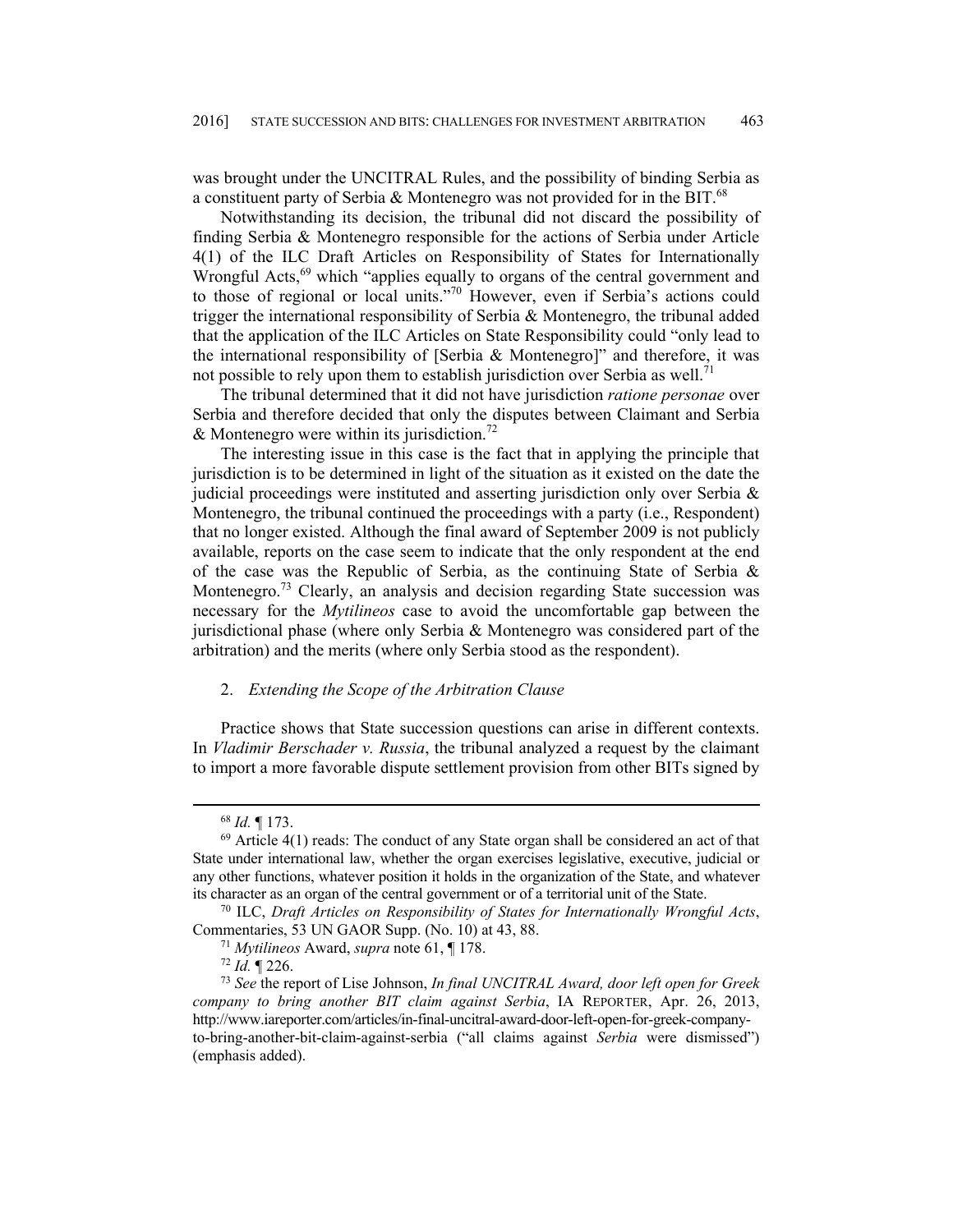was brought under the UNCITRAL Rules, and the possibility of binding Serbia as a constituent party of Serbia & Montenegro was not provided for in the BIT.[68]

Notwithstanding its decision, the tribunal did not discard the possibility of finding Serbia & Montenegro responsible for the actions of Serbia under Article 4(1) of the ILC Draft Articles on Responsibility of States for Internationally Wrongful Acts,[69] which "applies equally to organs of the central government and to those of regional or local units."[70] However, even if Serbia's actions could trigger the international responsibility of Serbia & Montenegro, the tribunal added that the application of the ILC Articles on State Responsibility could "only lead to the international responsibility of [Serbia & Montenegro]" and therefore, it was not possible to rely upon them to establish jurisdiction over Serbia as well.[71]

The tribunal determined that it did not have jurisdiction *ratione personae* over Serbia and therefore decided that only the disputes between Claimant and Serbia & Montenegro were within its jurisdiction.[72]

The interesting issue in this case is the fact that in applying the principle that jurisdiction is to be determined in light of the situation as it existed on the date the judicial proceedings were instituted and asserting jurisdiction only over Serbia & Montenegro, the tribunal continued the proceedings with a party (i.e., Respondent) that no longer existed. Although the final award of September 2009 is not publicly available, reports on the case seem to indicate that the only respondent at the end of the case was the Republic of Serbia, as the continuing State of Serbia & Montenegro.[73] Clearly, an analysis and decision regarding State succession was necessary for the *Mytilineos* case to avoid the uncomfortable gap between the jurisdictional phase (where only Serbia & Montenegro was considered part of the arbitration) and the merits (where only Serbia stood as the respondent).

### 2. *Extending the Scope of the Arbitration Clause*

Practice shows that State succession questions can arise in different contexts. In *Vladimir Berschader v. Russia*, the tribunal analyzed a request by the claimant to import a more favorable dispute settlement provision from other BITs signed by

---

[68] *Id.* ¶ 173.

[69] Article 4(1) reads: The conduct of any State organ shall be considered an act of that State under international law, whether the organ exercises legislative, executive, judicial or any other functions, whatever position it holds in the organization of the State, and whatever its character as an organ of the central government or of a territorial unit of the State.

[70] ILC, *Draft Articles on Responsibility of States for Internationally Wrongful Acts*, Commentaries, 53 UN GAOR Supp. (No. 10) at 43, 88.

[71] *Mytilineos* Award, *supra* note 61, ¶ 178.

[72] *Id.* ¶ 226.

[73] *See* the report of Lise Johnson, *In final UNCITRAL Award, door left open for Greek company to bring another BIT claim against Serbia*, IA REPORTER, Apr. 26, 2013, http://www.iareporter.com/articles/in-final-uncitral-award-door-left-open-for-greek-company-to-bring-another-bit-claim-against-serbia ("all claims against *Serbia* were dismissed") (emphasis added).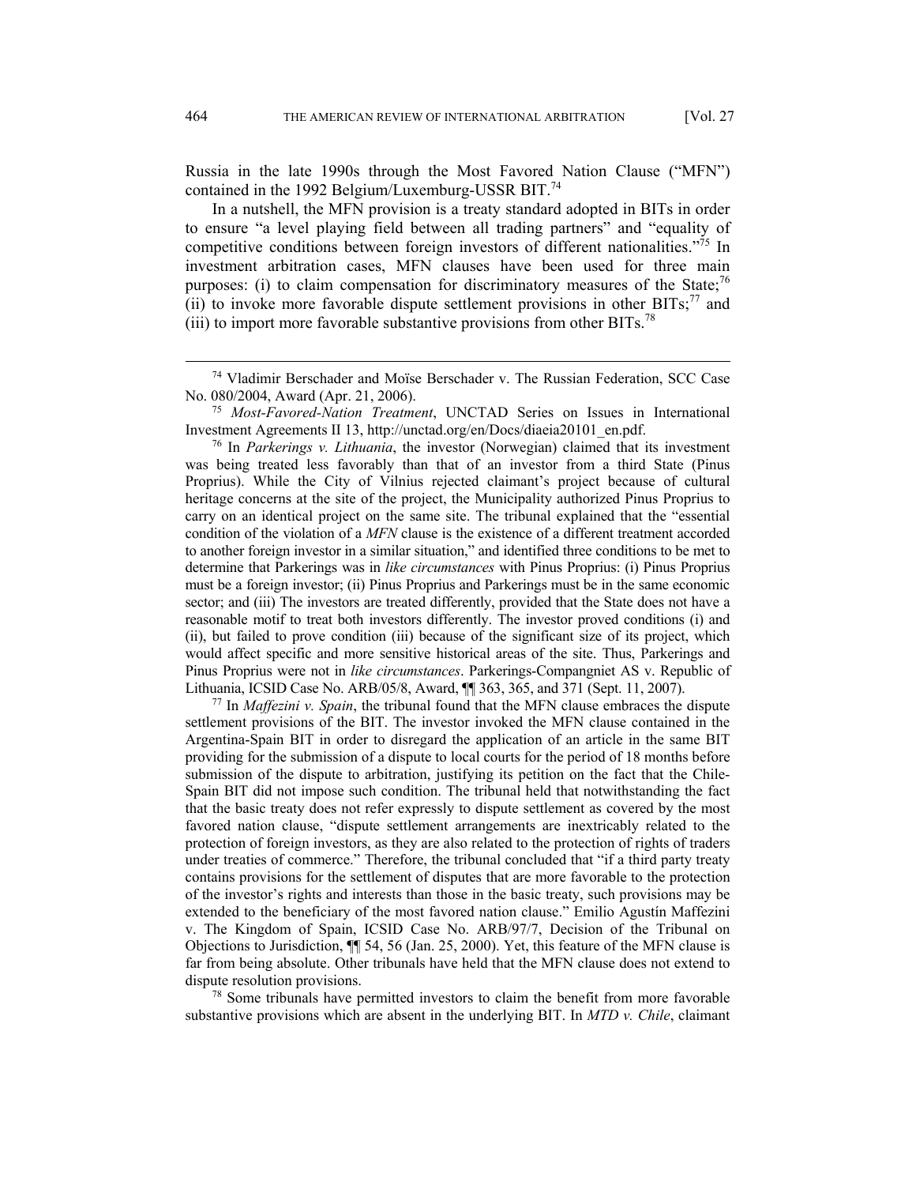Russia in the late 1990s through the Most Favored Nation Clause ("MFN") contained in the 1992 Belgium/Luxemburg-USSR BIT.[74]

In a nutshell, the MFN provision is a treaty standard adopted in BITs in order to ensure "a level playing field between all trading partners" and "equality of competitive conditions between foreign investors of different nationalities."[75] In investment arbitration cases, MFN clauses have been used for three main purposes: (i) to claim compensation for discriminatory measures of the State;[76] (ii) to invoke more favorable dispute settlement provisions in other BITs;[77] and (iii) to import more favorable substantive provisions from other BITs.[78]

---

[74] Vladimir Berschader and Moïse Berschader v. The Russian Federation, SCC Case No. 080/2004, Award (Apr. 21, 2006).

[75] *Most-Favored-Nation Treatment*, UNCTAD Series on Issues in International Investment Agreements II 13, http://unctad.org/en/Docs/diaeia20101_en.pdf.

[76] In *Parkerings v. Lithuania*, the investor (Norwegian) claimed that its investment was being treated less favorably than that of an investor from a third State (Pinus Proprius). While the City of Vilnius rejected claimant's project because of cultural heritage concerns at the site of the project, the Municipality authorized Pinus Proprius to carry on an identical project on the same site. The tribunal explained that the "essential condition of the violation of a *MFN* clause is the existence of a different treatment accorded to another foreign investor in a similar situation," and identified three conditions to be met to determine that Parkerings was in *like circumstances* with Pinus Proprius: (i) Pinus Proprius must be a foreign investor; (ii) Pinus Proprius and Parkerings must be in the same economic sector; and (iii) The investors are treated differently, provided that the State does not have a reasonable motif to treat both investors differently. The investor proved conditions (i) and (ii), but failed to prove condition (iii) because of the significant size of its project, which would affect specific and more sensitive historical areas of the site. Thus, Parkerings and Pinus Proprius were not in *like circumstances*. Parkerings-Compangniet AS v. Republic of Lithuania, ICSID Case No. ARB/05/8, Award, ¶¶ 363, 365, and 371 (Sept. 11, 2007).

[77] In *Maffezini v. Spain*, the tribunal found that the MFN clause embraces the dispute settlement provisions of the BIT. The investor invoked the MFN clause contained in the Argentina-Spain BIT in order to disregard the application of an article in the same BIT providing for the submission of a dispute to local courts for the period of 18 months before submission of the dispute to arbitration, justifying its petition on the fact that the Chile-Spain BIT did not impose such condition. The tribunal held that notwithstanding the fact that the basic treaty does not refer expressly to dispute settlement as covered by the most favored nation clause, "dispute settlement arrangements are inextricably related to the protection of foreign investors, as they are also related to the protection of rights of traders under treaties of commerce." Therefore, the tribunal concluded that "if a third party treaty contains provisions for the settlement of disputes that are more favorable to the protection of the investor's rights and interests than those in the basic treaty, such provisions may be extended to the beneficiary of the most favored nation clause." Emilio Agustín Maffezini v. The Kingdom of Spain, ICSID Case No. ARB/97/7, Decision of the Tribunal on Objections to Jurisdiction, ¶¶ 54, 56 (Jan. 25, 2000). Yet, this feature of the MFN clause is far from being absolute. Other tribunals have held that the MFN clause does not extend to dispute resolution provisions.

[78] Some tribunals have permitted investors to claim the benefit from more favorable substantive provisions which are absent in the underlying BIT. In *MTD v. Chile*, claimant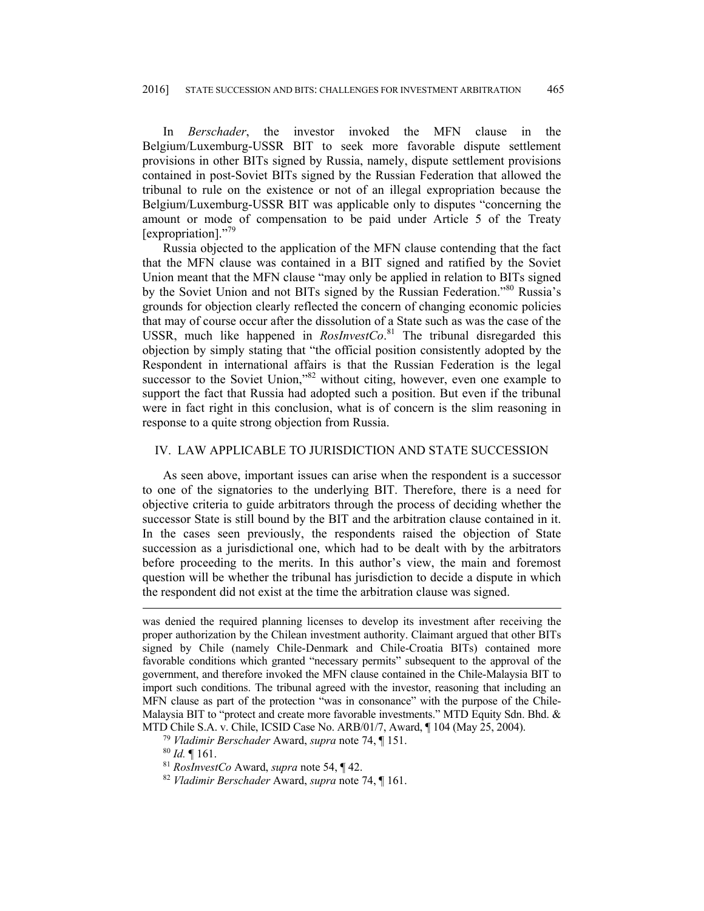In *Berschader*, the investor invoked the MFN clause in the Belgium/Luxemburg-USSR BIT to seek more favorable dispute settlement provisions in other BITs signed by Russia, namely, dispute settlement provisions contained in post-Soviet BITs signed by the Russian Federation that allowed the tribunal to rule on the existence or not of an illegal expropriation because the Belgium/Luxemburg-USSR BIT was applicable only to disputes "concerning the amount or mode of compensation to be paid under Article 5 of the Treaty [expropriation]."[79]

Russia objected to the application of the MFN clause contending that the fact that the MFN clause was contained in a BIT signed and ratified by the Soviet Union meant that the MFN clause "may only be applied in relation to BITs signed by the Soviet Union and not BITs signed by the Russian Federation."[80] Russia's grounds for objection clearly reflected the concern of changing economic policies that may of course occur after the dissolution of a State such as was the case of the USSR, much like happened in *RosInvestCo*.[81] The tribunal disregarded this objection by simply stating that "the official position consistently adopted by the Respondent in international affairs is that the Russian Federation is the legal successor to the Soviet Union,"[82] without citing, however, even one example to support the fact that Russia had adopted such a position. But even if the tribunal were in fact right in this conclusion, what is of concern is the slim reasoning in response to a quite strong objection from Russia.

## IV. LAW APPLICABLE TO JURISDICTION AND STATE SUCCESSION

As seen above, important issues can arise when the respondent is a successor to one of the signatories to the underlying BIT. Therefore, there is a need for objective criteria to guide arbitrators through the process of deciding whether the successor State is still bound by the BIT and the arbitration clause contained in it. In the cases seen previously, the respondents raised the objection of State succession as a jurisdictional one, which had to be dealt with by the arbitrators before proceeding to the merits. In this author's view, the main and foremost question will be whether the tribunal has jurisdiction to decide a dispute in which the respondent did not exist at the time the arbitration clause was signed.

---

was denied the required planning licenses to develop its investment after receiving the proper authorization by the Chilean investment authority. Claimant argued that other BITs signed by Chile (namely Chile-Denmark and Chile-Croatia BITs) contained more favorable conditions which granted "necessary permits" subsequent to the approval of the government, and therefore invoked the MFN clause contained in the Chile-Malaysia BIT to import such conditions. The tribunal agreed with the investor, reasoning that including an MFN clause as part of the protection "was in consonance" with the purpose of the Chile-Malaysia BIT to "protect and create more favorable investments." MTD Equity Sdn. Bhd. & MTD Chile S.A. v. Chile, ICSID Case No. ARB/01/7, Award, ¶ 104 (May 25, 2004).

[79] *Vladimir Berschader* Award, *supra* note 74, ¶ 151.

[80] *Id.* ¶ 161.

[81] *RosInvestCo* Award, *supra* note 54, ¶ 42.

[82] *Vladimir Berschader* Award, *supra* note 74, ¶ 161.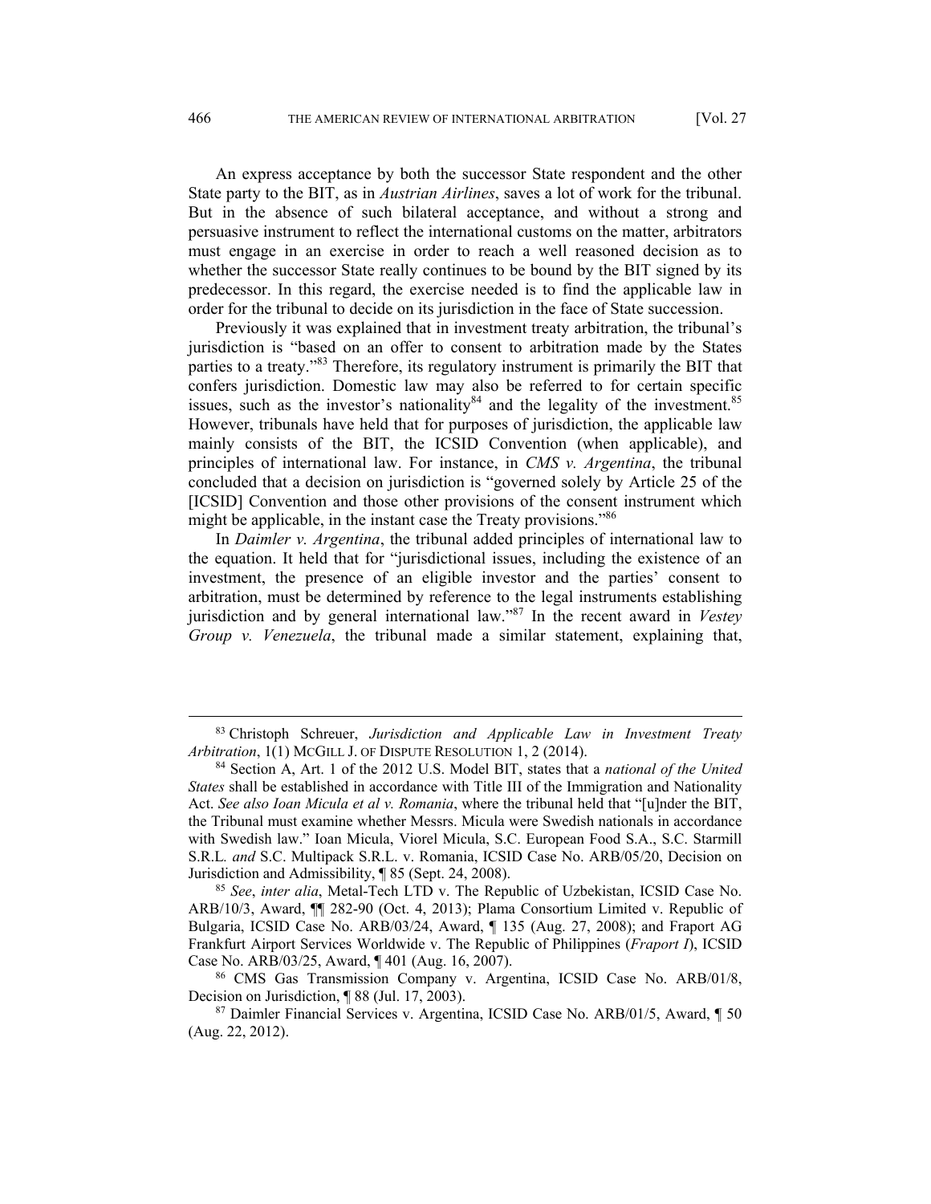An express acceptance by both the successor State respondent and the other State party to the BIT, as in *Austrian Airlines*, saves a lot of work for the tribunal. But in the absence of such bilateral acceptance, and without a strong and persuasive instrument to reflect the international customs on the matter, arbitrators must engage in an exercise in order to reach a well reasoned decision as to whether the successor State really continues to be bound by the BIT signed by its predecessor. In this regard, the exercise needed is to find the applicable law in order for the tribunal to decide on its jurisdiction in the face of State succession.

Previously it was explained that in investment treaty arbitration, the tribunal's jurisdiction is "based on an offer to consent to arbitration made by the States parties to a treaty."[83] Therefore, its regulatory instrument is primarily the BIT that confers jurisdiction. Domestic law may also be referred to for certain specific issues, such as the investor's nationality[84] and the legality of the investment.[85] However, tribunals have held that for purposes of jurisdiction, the applicable law mainly consists of the BIT, the ICSID Convention (when applicable), and principles of international law. For instance, in *CMS v. Argentina*, the tribunal concluded that a decision on jurisdiction is "governed solely by Article 25 of the [ICSID] Convention and those other provisions of the consent instrument which might be applicable, in the instant case the Treaty provisions."[86]

In *Daimler v. Argentina*, the tribunal added principles of international law to the equation. It held that for "jurisdictional issues, including the existence of an investment, the presence of an eligible investor and the parties' consent to arbitration, must be determined by reference to the legal instruments establishing jurisdiction and by general international law."[87] In the recent award in *Vestey Group v. Venezuela*, the tribunal made a similar statement, explaining that,

---

[83] Christoph Schreuer, *Jurisdiction and Applicable Law in Investment Treaty Arbitration*, 1(1) MCGILL J. OF DISPUTE RESOLUTION 1, 2 (2014).

[84] Section A, Art. 1 of the 2012 U.S. Model BIT, states that a *national of the United States* shall be established in accordance with Title III of the Immigration and Nationality Act. *See also Ioan Micula et al v. Romania*, where the tribunal held that "[u]nder the BIT, the Tribunal must examine whether Messrs. Micula were Swedish nationals in accordance with Swedish law." Ioan Micula, Viorel Micula, S.C. European Food S.A., S.C. Starmill S.R.L. *and* S.C. Multipack S.R.L. v. Romania, ICSID Case No. ARB/05/20, Decision on Jurisdiction and Admissibility, ¶ 85 (Sept. 24, 2008).

[85] *See*, *inter alia*, Metal-Tech LTD v. The Republic of Uzbekistan, ICSID Case No. ARB/10/3, Award, ¶¶ 282-90 (Oct. 4, 2013); Plama Consortium Limited v. Republic of Bulgaria, ICSID Case No. ARB/03/24, Award, ¶ 135 (Aug. 27, 2008); and Fraport AG Frankfurt Airport Services Worldwide v. The Republic of Philippines (*Fraport I*), ICSID Case No. ARB/03/25, Award, ¶ 401 (Aug. 16, 2007).

[86] CMS Gas Transmission Company v. Argentina, ICSID Case No. ARB/01/8, Decision on Jurisdiction, ¶ 88 (Jul. 17, 2003).

[87] Daimler Financial Services v. Argentina, ICSID Case No. ARB/01/5, Award, ¶ 50 (Aug. 22, 2012).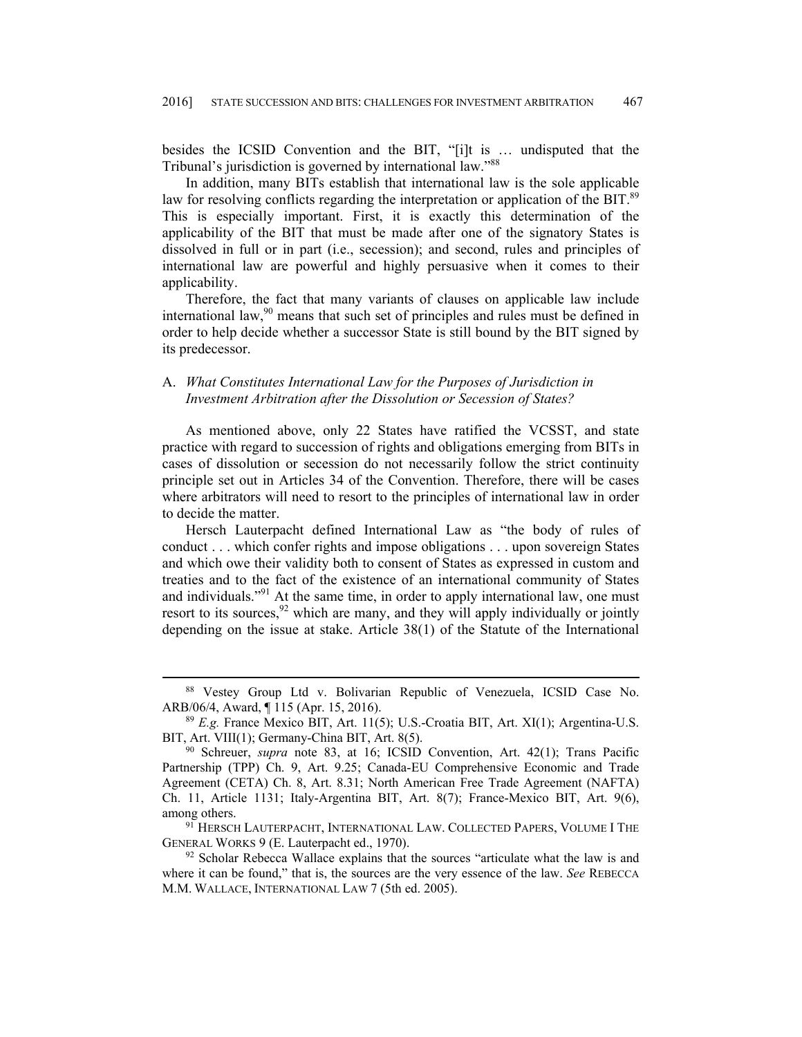besides the ICSID Convention and the BIT, "[i]t is … undisputed that the Tribunal's jurisdiction is governed by international law."[88]

In addition, many BITs establish that international law is the sole applicable law for resolving conflicts regarding the interpretation or application of the BIT.[89] This is especially important. First, it is exactly this determination of the applicability of the BIT that must be made after one of the signatory States is dissolved in full or in part (i.e., secession); and second, rules and principles of international law are powerful and highly persuasive when it comes to their applicability.

Therefore, the fact that many variants of clauses on applicable law include international law,[90] means that such set of principles and rules must be defined in order to help decide whether a successor State is still bound by the BIT signed by its predecessor.

### A. *What Constitutes International Law for the Purposes of Jurisdiction in Investment Arbitration after the Dissolution or Secession of States?*

As mentioned above, only 22 States have ratified the VCSST, and state practice with regard to succession of rights and obligations emerging from BITs in cases of dissolution or secession do not necessarily follow the strict continuity principle set out in Articles 34 of the Convention. Therefore, there will be cases where arbitrators will need to resort to the principles of international law in order to decide the matter.

Hersch Lauterpacht defined International Law as "the body of rules of conduct . . . which confer rights and impose obligations . . . upon sovereign States and which owe their validity both to consent of States as expressed in custom and treaties and to the fact of the existence of an international community of States and individuals."[91] At the same time, in order to apply international law, one must resort to its sources,[92] which are many, and they will apply individually or jointly depending on the issue at stake. Article 38(1) of the Statute of the International

---

[88] Vestey Group Ltd v. Bolivarian Republic of Venezuela, ICSID Case No. ARB/06/4, Award, ¶ 115 (Apr. 15, 2016).

[89] *E.g.* France Mexico BIT, Art. 11(5); U.S.-Croatia BIT, Art. XI(1); Argentina-U.S. BIT, Art. VIII(1); Germany-China BIT, Art. 8(5).

[90] Schreuer, *supra* note 83, at 16; ICSID Convention, Art. 42(1); Trans Pacific Partnership (TPP) Ch. 9, Art. 9.25; Canada-EU Comprehensive Economic and Trade Agreement (CETA) Ch. 8, Art. 8.31; North American Free Trade Agreement (NAFTA) Ch. 11, Article 1131; Italy-Argentina BIT, Art. 8(7); France-Mexico BIT, Art. 9(6), among others.

[91] HERSCH LAUTERPACHT, INTERNATIONAL LAW. COLLECTED PAPERS, VOLUME I THE GENERAL WORKS 9 (E. Lauterpacht ed., 1970).

[92] Scholar Rebecca Wallace explains that the sources "articulate what the law is and where it can be found," that is, the sources are the very essence of the law. *See* REBECCA M.M. WALLACE, INTERNATIONAL LAW 7 (5th ed. 2005).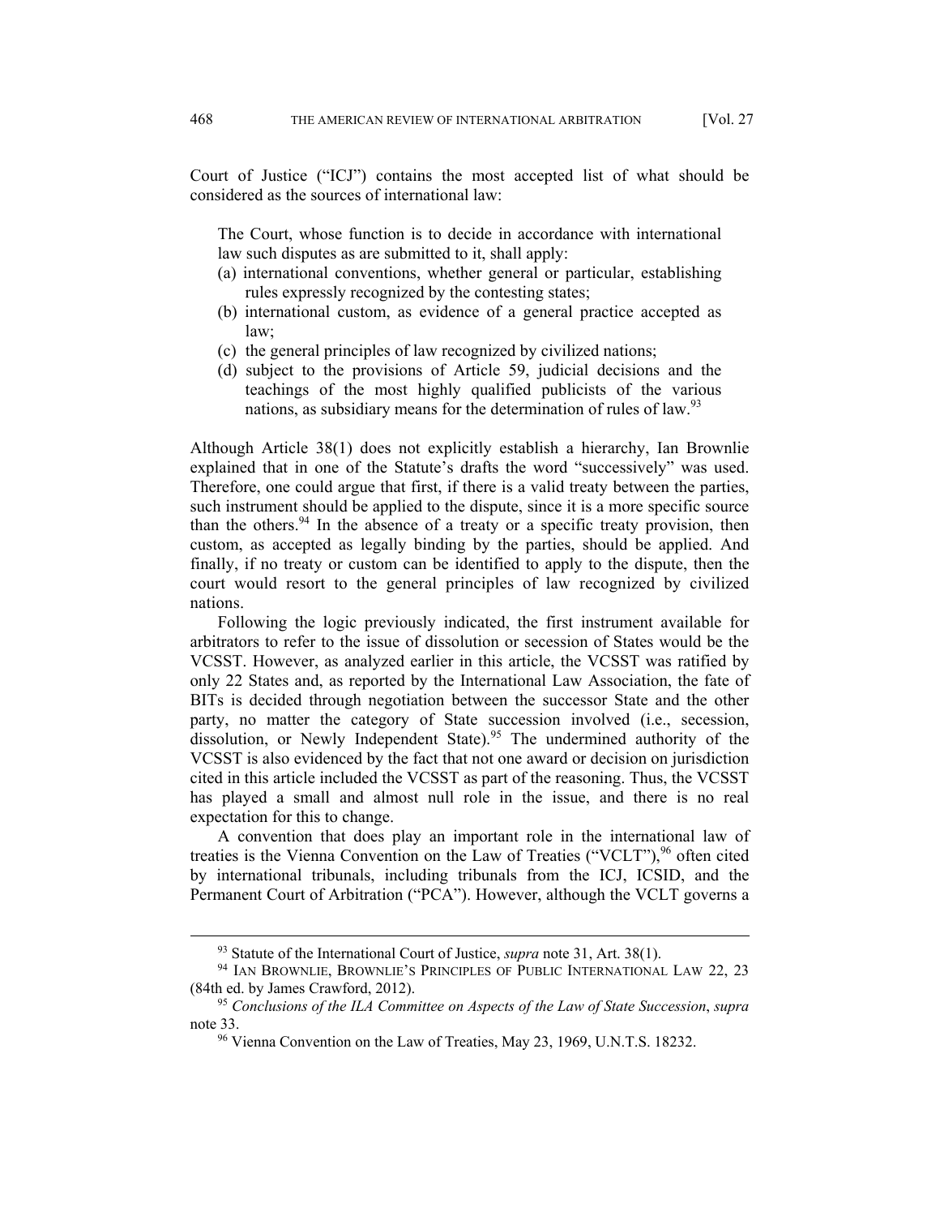Court of Justice ("ICJ") contains the most accepted list of what should be considered as the sources of international law:

> The Court, whose function is to decide in accordance with international law such disputes as are submitted to it, shall apply:
> (a) international conventions, whether general or particular, establishing rules expressly recognized by the contesting states;
> (b) international custom, as evidence of a general practice accepted as law;
> (c) the general principles of law recognized by civilized nations;
> (d) subject to the provisions of Article 59, judicial decisions and the teachings of the most highly qualified publicists of the various nations, as subsidiary means for the determination of rules of law.[93]

Although Article 38(1) does not explicitly establish a hierarchy, Ian Brownlie explained that in one of the Statute's drafts the word "successively" was used. Therefore, one could argue that first, if there is a valid treaty between the parties, such instrument should be applied to the dispute, since it is a more specific source than the others.[94] In the absence of a treaty or a specific treaty provision, then custom, as accepted as legally binding by the parties, should be applied. And finally, if no treaty or custom can be identified to apply to the dispute, then the court would resort to the general principles of law recognized by civilized nations.

Following the logic previously indicated, the first instrument available for arbitrators to refer to the issue of dissolution or secession of States would be the VCSST. However, as analyzed earlier in this article, the VCSST was ratified by only 22 States and, as reported by the International Law Association, the fate of BITs is decided through negotiation between the successor State and the other party, no matter the category of State succession involved (i.e., secession, dissolution, or Newly Independent State).[95] The undermined authority of the VCSST is also evidenced by the fact that not one award or decision on jurisdiction cited in this article included the VCSST as part of the reasoning. Thus, the VCSST has played a small and almost null role in the issue, and there is no real expectation for this to change.

A convention that does play an important role in the international law of treaties is the Vienna Convention on the Law of Treaties ("VCLT"),[96] often cited by international tribunals, including tribunals from the ICJ, ICSID, and the Permanent Court of Arbitration ("PCA"). However, although the VCLT governs a

---

[93] Statute of the International Court of Justice, *supra* note 31, Art. 38(1).

[94] IAN BROWNLIE, BROWNLIE'S PRINCIPLES OF PUBLIC INTERNATIONAL LAW 22, 23 (84th ed. by James Crawford, 2012).

[95] *Conclusions of the ILA Committee on Aspects of the Law of State Succession*, *supra* note 33.

[96] Vienna Convention on the Law of Treaties, May 23, 1969, U.N.T.S. 18232.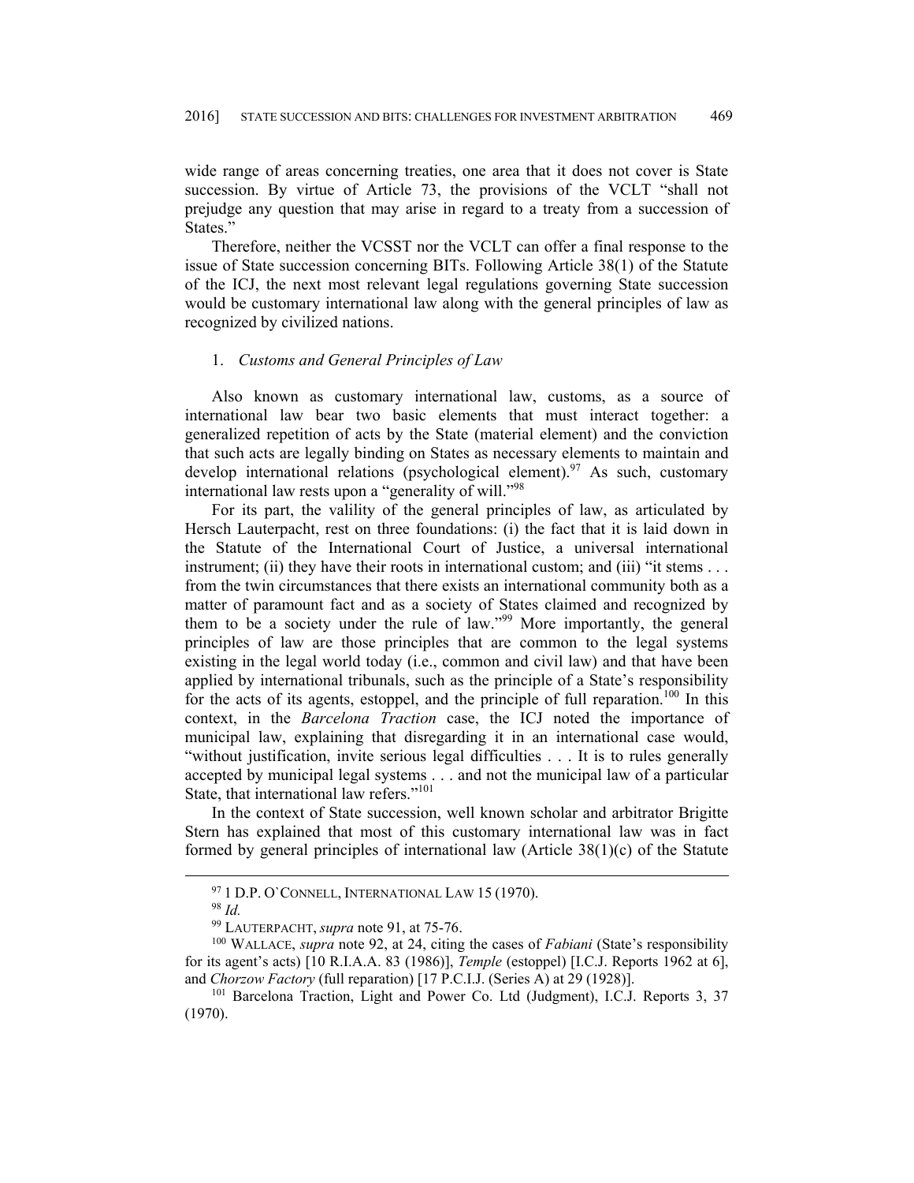wide range of areas concerning treaties, one area that it does not cover is State succession. By virtue of Article 73, the provisions of the VCLT "shall not prejudge any question that may arise in regard to a treaty from a succession of States."

Therefore, neither the VCSST nor the VCLT can offer a final response to the issue of State succession concerning BITs. Following Article 38(1) of the Statute of the ICJ, the next most relevant legal regulations governing State succession would be customary international law along with the general principles of law as recognized by civilized nations.

### 1. *Customs and General Principles of Law*

Also known as customary international law, customs, as a source of international law bear two basic elements that must interact together: a generalized repetition of acts by the State (material element) and the conviction that such acts are legally binding on States as necessary elements to maintain and develop international relations (psychological element).[97] As such, customary international law rests upon a "generality of will."[98]

For its part, the valility of the general principles of law, as articulated by Hersch Lauterpacht, rest on three foundations: (i) the fact that it is laid down in the Statute of the International Court of Justice, a universal international instrument; (ii) they have their roots in international custom; and (iii) "it stems . . . from the twin circumstances that there exists an international community both as a matter of paramount fact and as a society of States claimed and recognized by them to be a society under the rule of law."[99] More importantly, the general principles of law are those principles that are common to the legal systems existing in the legal world today (i.e., common and civil law) and that have been applied by international tribunals, such as the principle of a State's responsibility for the acts of its agents, estoppel, and the principle of full reparation.[100] In this context, in the *Barcelona Traction* case, the ICJ noted the importance of municipal law, explaining that disregarding it in an international case would, "without justification, invite serious legal difficulties . . . It is to rules generally accepted by municipal legal systems . . . and not the municipal law of a particular State, that international law refers."[101]

In the context of State succession, well known scholar and arbitrator Brigitte Stern has explained that most of this customary international law was in fact formed by general principles of international law (Article 38(1)(c) of the Statute

---

[97] 1 D.P. O`CONNELL, INTERNATIONAL LAW 15 (1970).

[98] *Id.*

[99] LAUTERPACHT, *supra* note 91, at 75-76.

[100] WALLACE, *supra* note 92, at 24, citing the cases of *Fabiani* (State's responsibility for its agent's acts) [10 R.I.A.A. 83 (1986)], *Temple* (estoppel) [I.C.J. Reports 1962 at 6], and *Chorzow Factory* (full reparation) [17 P.C.I.J. (Series A) at 29 (1928)].

[101] Barcelona Traction, Light and Power Co. Ltd (Judgment), I.C.J. Reports 3, 37 (1970).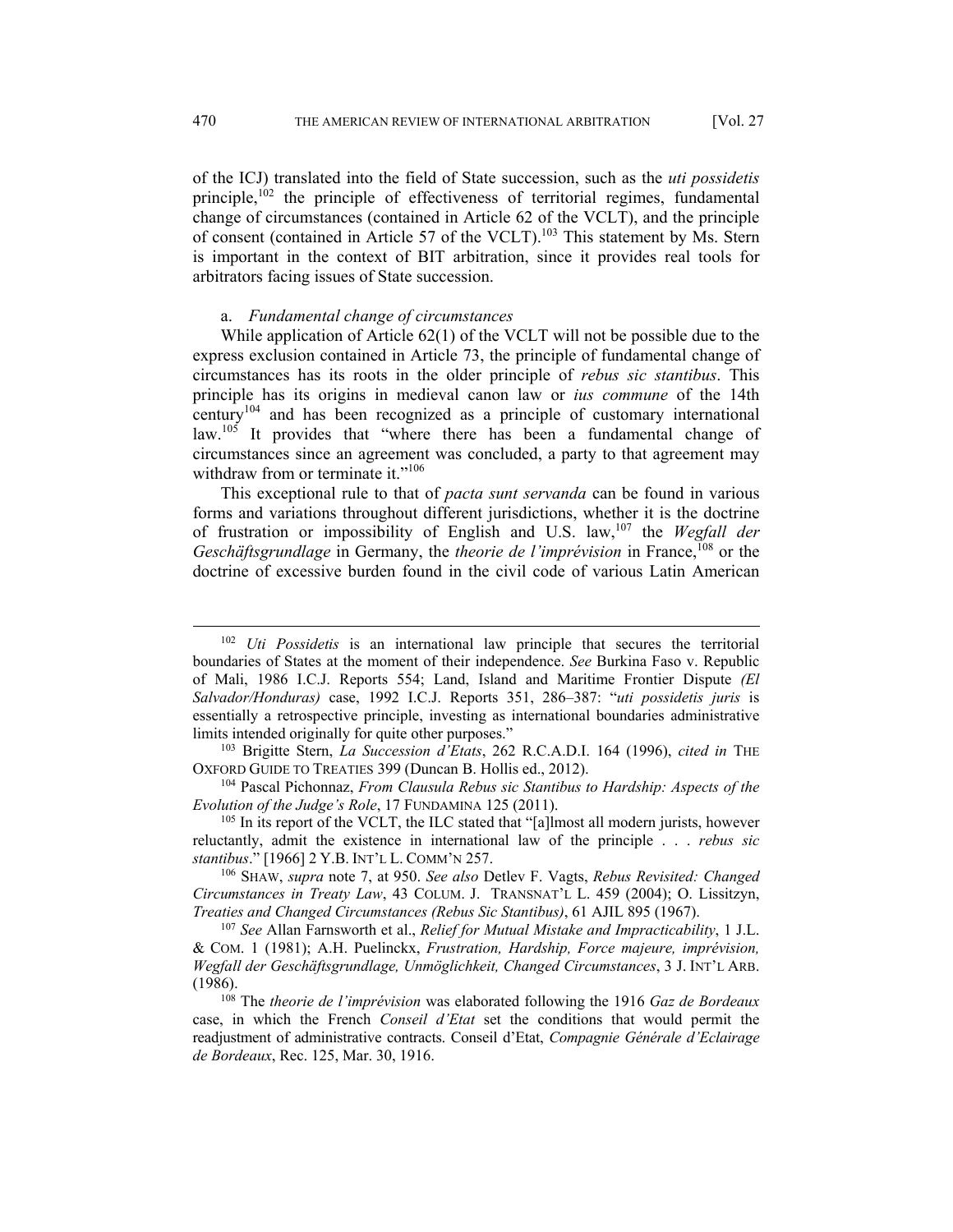of the ICJ) translated into the field of State succession, such as the *uti possidetis* principle,[102] the principle of effectiveness of territorial regimes, fundamental change of circumstances (contained in Article 62 of the VCLT), and the principle of consent (contained in Article 57 of the VCLT).[103] This statement by Ms. Stern is important in the context of BIT arbitration, since it provides real tools for arbitrators facing issues of State succession.

a. *Fundamental change of circumstances*

While application of Article 62(1) of the VCLT will not be possible due to the express exclusion contained in Article 73, the principle of fundamental change of circumstances has its roots in the older principle of *rebus sic stantibus*. This principle has its origins in medieval canon law or *ius commune* of the 14th century[104] and has been recognized as a principle of customary international law.[105] It provides that "where there has been a fundamental change of circumstances since an agreement was concluded, a party to that agreement may withdraw from or terminate it."[106]

This exceptional rule to that of *pacta sunt servanda* can be found in various forms and variations throughout different jurisdictions, whether it is the doctrine of frustration or impossibility of English and U.S. law,[107] the *Wegfall der Geschäftsgrundlage* in Germany, the *theorie de l'imprévision* in France,[108] or the doctrine of excessive burden found in the civil code of various Latin American

---

[102] *Uti Possidetis* is an international law principle that secures the territorial boundaries of States at the moment of their independence. *See* Burkina Faso v. Republic of Mali, 1986 I.C.J. Reports 554; Land, Island and Maritime Frontier Dispute *(El Salvador/Honduras)* case, 1992 I.C.J. Reports 351, 286–387: "*uti possidetis juris* is essentially a retrospective principle, investing as international boundaries administrative limits intended originally for quite other purposes."

[103] Brigitte Stern, *La Succession d'Etats*, 262 R.C.A.D.I. 164 (1996), *cited in* THE OXFORD GUIDE TO TREATIES 399 (Duncan B. Hollis ed., 2012).

[104] Pascal Pichonnaz, *From Clausula Rebus sic Stantibus to Hardship: Aspects of the Evolution of the Judge's Role*, 17 FUNDAMINA 125 (2011).

[105] In its report of the VCLT, the ILC stated that "[a]lmost all modern jurists, however reluctantly, admit the existence in international law of the principle . . . *rebus sic stantibus*." [1966] 2 Y.B. INT'L L. COMM'N 257.

[106] SHAW, *supra* note 7, at 950. *See also* Detlev F. Vagts, *Rebus Revisited: Changed Circumstances in Treaty Law*, 43 COLUM. J. TRANSNAT'L L. 459 (2004); O. Lissitzyn, *Treaties and Changed Circumstances (Rebus Sic Stantibus)*, 61 AJIL 895 (1967).

[107] *See* Allan Farnsworth et al., *Relief for Mutual Mistake and Impracticability*, 1 J.L. & COM. 1 (1981); A.H. Puelinckx, *Frustration, Hardship, Force majeure, imprévision, Wegfall der Geschäftsgrundlage, Unmöglichkeit, Changed Circumstances*, 3 J. INT'L ARB. (1986).

[108] The *theorie de l'imprévision* was elaborated following the 1916 *Gaz de Bordeaux* case, in which the French *Conseil d'Etat* set the conditions that would permit the readjustment of administrative contracts. Conseil d'Etat, *Compagnie Générale d'Eclairage de Bordeaux*, Rec. 125, Mar. 30, 1916.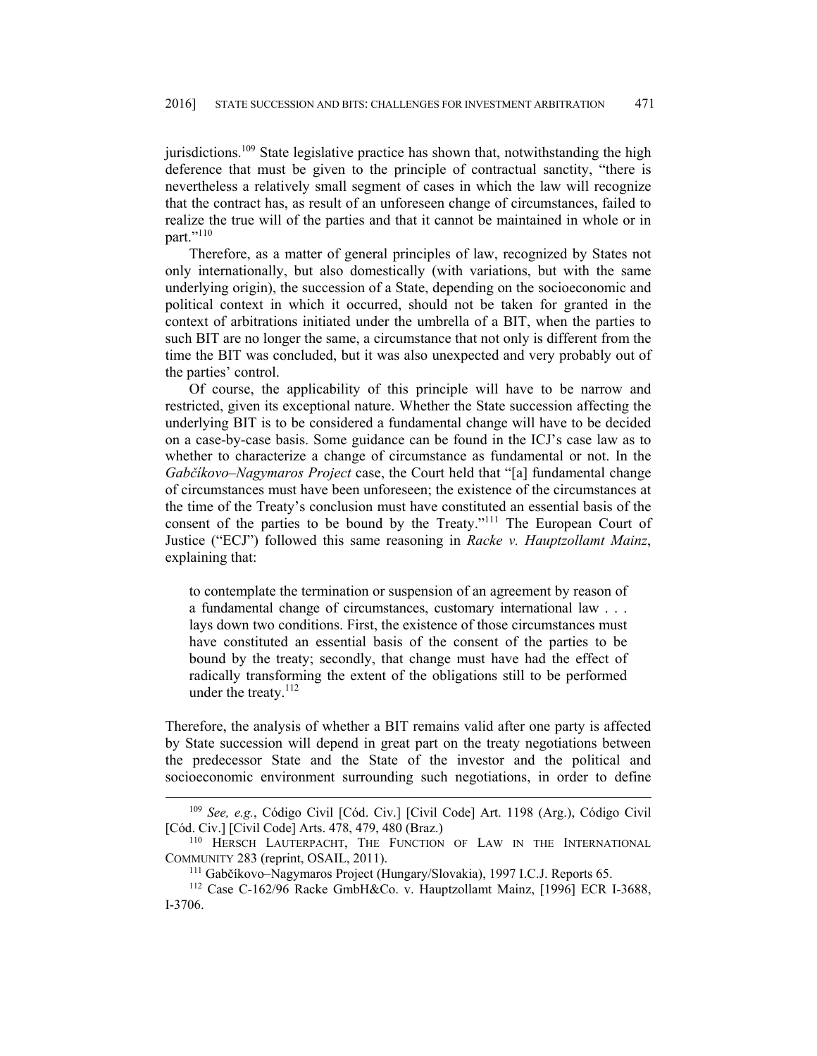jurisdictions.[109] State legislative practice has shown that, notwithstanding the high deference that must be given to the principle of contractual sanctity, "there is nevertheless a relatively small segment of cases in which the law will recognize that the contract has, as result of an unforeseen change of circumstances, failed to realize the true will of the parties and that it cannot be maintained in whole or in part."[110]

Therefore, as a matter of general principles of law, recognized by States not only internationally, but also domestically (with variations, but with the same underlying origin), the succession of a State, depending on the socioeconomic and political context in which it occurred, should not be taken for granted in the context of arbitrations initiated under the umbrella of a BIT, when the parties to such BIT are no longer the same, a circumstance that not only is different from the time the BIT was concluded, but it was also unexpected and very probably out of the parties' control.

Of course, the applicability of this principle will have to be narrow and restricted, given its exceptional nature. Whether the State succession affecting the underlying BIT is to be considered a fundamental change will have to be decided on a case-by-case basis. Some guidance can be found in the ICJ's case law as to whether to characterize a change of circumstance as fundamental or not. In the *Gabčíkovo–Nagymaros Project* case, the Court held that "[a] fundamental change of circumstances must have been unforeseen; the existence of the circumstances at the time of the Treaty's conclusion must have constituted an essential basis of the consent of the parties to be bound by the Treaty."[111] The European Court of Justice ("ECJ") followed this same reasoning in *Racke v. Hauptzollamt Mainz*, explaining that:

> to contemplate the termination or suspension of an agreement by reason of a fundamental change of circumstances, customary international law . . . lays down two conditions. First, the existence of those circumstances must have constituted an essential basis of the consent of the parties to be bound by the treaty; secondly, that change must have had the effect of radically transforming the extent of the obligations still to be performed under the treaty.[112]

Therefore, the analysis of whether a BIT remains valid after one party is affected by State succession will depend in great part on the treaty negotiations between the predecessor State and the State of the investor and the political and socioeconomic environment surrounding such negotiations, in order to define

---

[109] *See, e.g.*, Código Civil [Cód. Civ.] [Civil Code] Art. 1198 (Arg.), Código Civil [Cód. Civ.] [Civil Code] Arts. 478, 479, 480 (Braz.)

[110] HERSCH LAUTERPACHT, THE FUNCTION OF LAW IN THE INTERNATIONAL COMMUNITY 283 (reprint, OSAIL, 2011).

[111] Gabčíkovo–Nagymaros Project (Hungary/Slovakia), 1997 I.C.J. Reports 65.

[112] Case C-162/96 Racke GmbH&Co. v. Hauptzollamt Mainz, [1996] ECR I-3688, I-3706.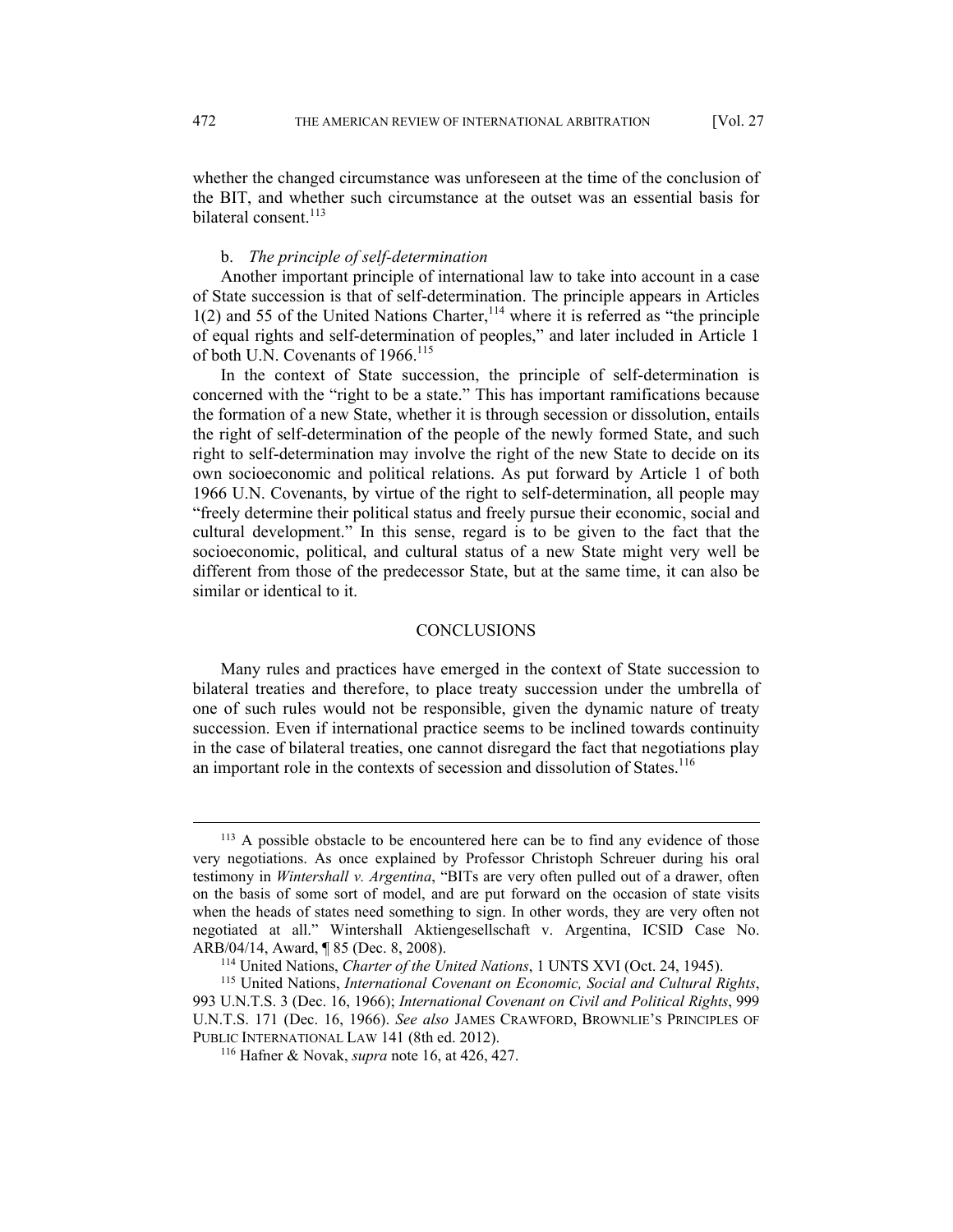whether the changed circumstance was unforeseen at the time of the conclusion of the BIT, and whether such circumstance at the outset was an essential basis for bilateral consent.[113]

b. *The principle of self-determination*

Another important principle of international law to take into account in a case of State succession is that of self-determination. The principle appears in Articles 1(2) and 55 of the United Nations Charter,[114] where it is referred as "the principle of equal rights and self-determination of peoples," and later included in Article 1 of both U.N. Covenants of 1966.[115]

In the context of State succession, the principle of self-determination is concerned with the "right to be a state." This has important ramifications because the formation of a new State, whether it is through secession or dissolution, entails the right of self-determination of the people of the newly formed State, and such right to self-determination may involve the right of the new State to decide on its own socioeconomic and political relations. As put forward by Article 1 of both 1966 U.N. Covenants, by virtue of the right to self-determination, all people may "freely determine their political status and freely pursue their economic, social and cultural development." In this sense, regard is to be given to the fact that the socioeconomic, political, and cultural status of a new State might very well be different from those of the predecessor State, but at the same time, it can also be similar or identical to it.

## CONCLUSIONS

Many rules and practices have emerged in the context of State succession to bilateral treaties and therefore, to place treaty succession under the umbrella of one of such rules would not be responsible, given the dynamic nature of treaty succession. Even if international practice seems to be inclined towards continuity in the case of bilateral treaties, one cannot disregard the fact that negotiations play an important role in the contexts of secession and dissolution of States.[116]

---

[113] A possible obstacle to be encountered here can be to find any evidence of those very negotiations. As once explained by Professor Christoph Schreuer during his oral testimony in *Wintershall v. Argentina*, "BITs are very often pulled out of a drawer, often on the basis of some sort of model, and are put forward on the occasion of state visits when the heads of states need something to sign. In other words, they are very often not negotiated at all." Wintershall Aktiengesellschaft v. Argentina, ICSID Case No. ARB/04/14, Award, ¶ 85 (Dec. 8, 2008).

[114] United Nations, *Charter of the United Nations*, 1 UNTS XVI (Oct. 24, 1945).

[115] United Nations, *International Covenant on Economic, Social and Cultural Rights*, 993 U.N.T.S. 3 (Dec. 16, 1966); *International Covenant on Civil and Political Rights*, 999 U.N.T.S. 171 (Dec. 16, 1966). *See also* JAMES CRAWFORD, BROWNLIE'S PRINCIPLES OF PUBLIC INTERNATIONAL LAW 141 (8th ed. 2012).

[116] Hafner & Novak, *supra* note 16, at 426, 427.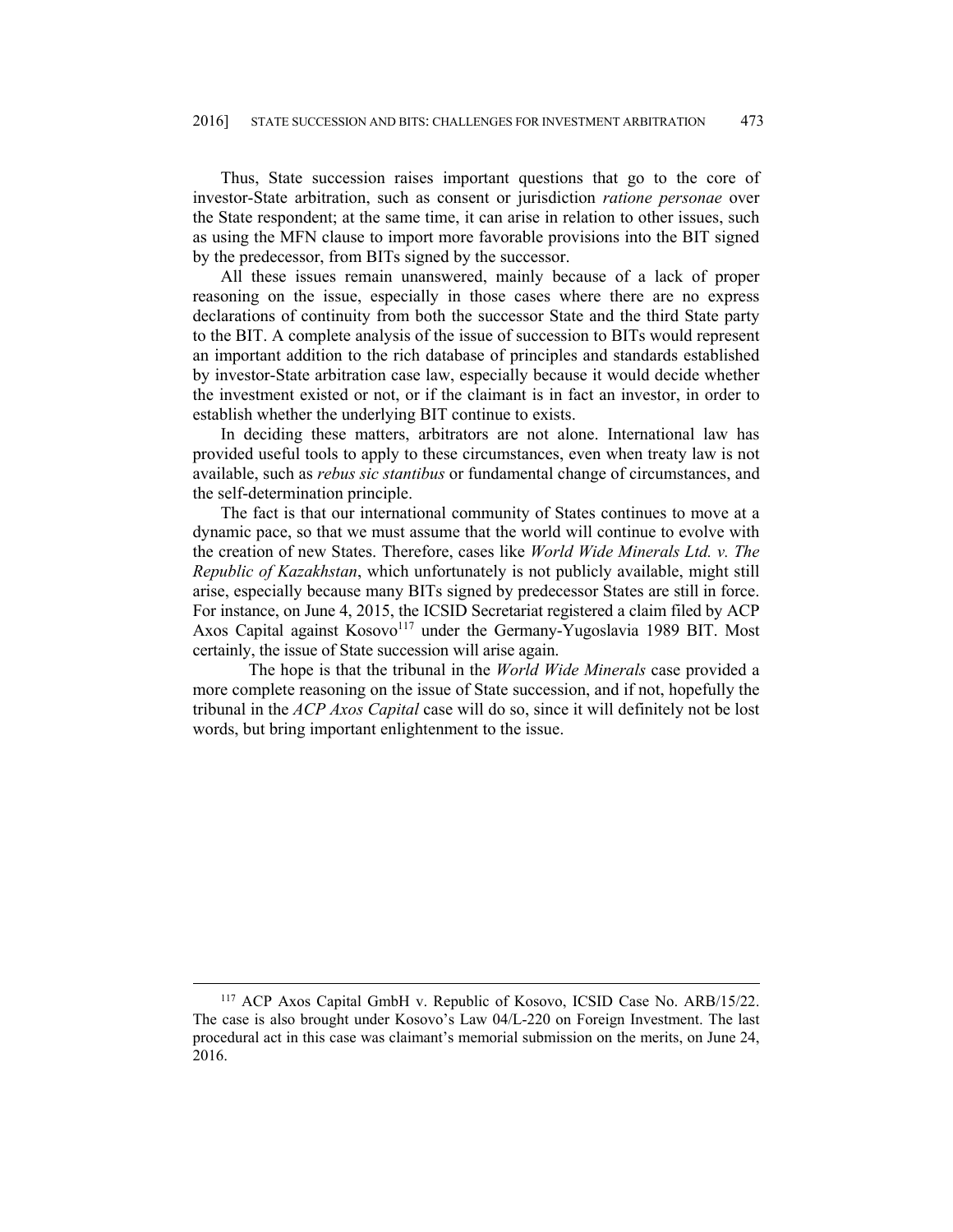Thus, State succession raises important questions that go to the core of investor-State arbitration, such as consent or jurisdiction *ratione personae* over the State respondent; at the same time, it can arise in relation to other issues, such as using the MFN clause to import more favorable provisions into the BIT signed by the predecessor, from BITs signed by the successor.

All these issues remain unanswered, mainly because of a lack of proper reasoning on the issue, especially in those cases where there are no express declarations of continuity from both the successor State and the third State party to the BIT. A complete analysis of the issue of succession to BITs would represent an important addition to the rich database of principles and standards established by investor-State arbitration case law, especially because it would decide whether the investment existed or not, or if the claimant is in fact an investor, in order to establish whether the underlying BIT continue to exists.

In deciding these matters, arbitrators are not alone. International law has provided useful tools to apply to these circumstances, even when treaty law is not available, such as *rebus sic stantibus* or fundamental change of circumstances, and the self-determination principle.

The fact is that our international community of States continues to move at a dynamic pace, so that we must assume that the world will continue to evolve with the creation of new States. Therefore, cases like *World Wide Minerals Ltd. v. The Republic of Kazakhstan*, which unfortunately is not publicly available, might still arise, especially because many BITs signed by predecessor States are still in force. For instance, on June 4, 2015, the ICSID Secretariat registered a claim filed by ACP Axos Capital against Kosovo[117] under the Germany-Yugoslavia 1989 BIT. Most certainly, the issue of State succession will arise again.

The hope is that the tribunal in the *World Wide Minerals* case provided a more complete reasoning on the issue of State succession, and if not, hopefully the tribunal in the *ACP Axos Capital* case will do so, since it will definitely not be lost words, but bring important enlightenment to the issue.

---

[117] ACP Axos Capital GmbH v. Republic of Kosovo, ICSID Case No. ARB/15/22. The case is also brought under Kosovo's Law 04/L-220 on Foreign Investment. The last procedural act in this case was claimant's memorial submission on the merits, on June 24, 2016.